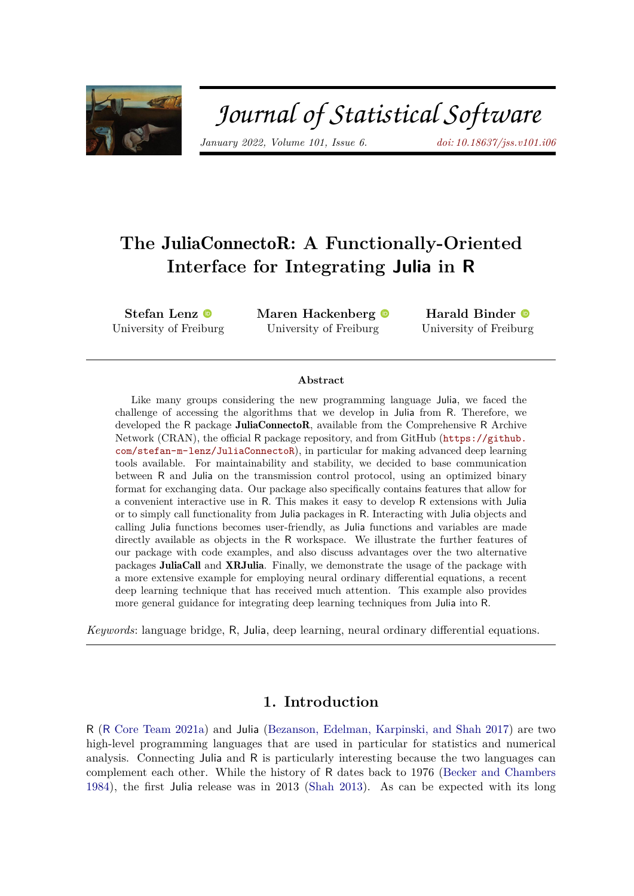# The JuliaConnectoR: A Functionally-Oriented Interface for Integrating Julia in R

**Stefan Lenz**
University of Freiburg

**Maren Hackenberg**
University of Freiburg

**Harald Binder**
University of Freiburg

### Abstract

Like many groups considering the new programming language Julia, we faced the challenge of accessing the algorithms that we develop in Julia from R. Therefore, we developed the R package **JuliaConnectoR**, available from the Comprehensive R Archive Network (CRAN), the official R package repository, and from GitHub (https://github.com/stefan-m-lenz/JuliaConnectoR), in particular for making advanced deep learning tools available. For maintainability and stability, we decided to base communication between R and Julia on the transmission control protocol, using an optimized binary format for exchanging data. Our package also specifically contains features that allow for a convenient interactive use in R. This makes it easy to develop R extensions with Julia or to simply call functionality from Julia packages in R. Interacting with Julia objects and calling Julia functions becomes user-friendly, as Julia functions and variables are made directly available as objects in the R workspace. We illustrate the further features of our package with code examples, and also discuss advantages over the two alternative packages **JuliaCall** and **XRJulia**. Finally, we demonstrate the usage of the package with a more extensive example for employing neural ordinary differential equations, a recent deep learning technique that has received much attention. This example also provides more general guidance for integrating deep learning techniques from Julia into R.

*Keywords*: language bridge, R, Julia, deep learning, neural ordinary differential equations.

## 1. Introduction

R (R Core Team 2021a) and Julia (Bezanson, Edelman, Karpinski, and Shah 2017) are two high-level programming languages that are used in particular for statistics and numerical analysis. Connecting Julia and R is particularly interesting because the two languages can complement each other. While the history of R dates back to 1976 (Becker and Chambers 1984), the first Julia release was in 2013 (Shah 2013). As can be expected with its long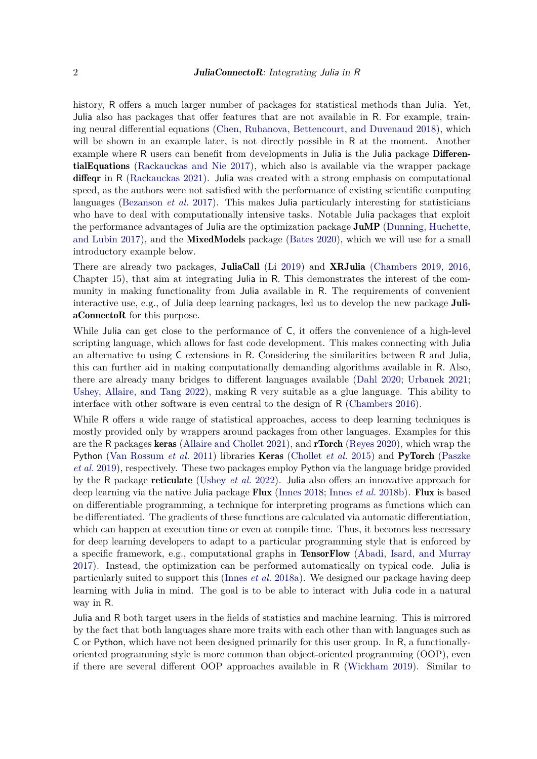history, R offers a much larger number of packages for statistical methods than Julia. Yet, Julia also has packages that offer features that are not available in R. For example, training neural differential equations (Chen, Rubanova, Bettencourt, and Duvenaud 2018), which will be shown in an example later, is not directly possible in R at the moment. Another example where R users can benefit from developments in Julia is the Julia package **DifferentialEquations** (Rackauckas and Nie 2017), which also is available via the wrapper package **diffeqr** in R (Rackauckas 2021). Julia was created with a strong emphasis on computational speed, as the authors were not satisfied with the performance of existing scientific computing languages (Bezanson *et al.* 2017). This makes Julia particularly interesting for statisticians who have to deal with computationally intensive tasks. Notable Julia packages that exploit the performance advantages of Julia are the optimization package **JuMP** (Dunning, Huchette, and Lubin 2017), and the **MixedModels** package (Bates 2020), which we will use for a small introductory example below.

There are already two packages, **JuliaCall** (Li 2019) and **XRJulia** (Chambers 2019, 2016, Chapter 15), that aim at integrating Julia in R. This demonstrates the interest of the community in making functionality from Julia available in R. The requirements of convenient interactive use, e.g., of Julia deep learning packages, led us to develop the new package **JuliaConnectoR** for this purpose.

While Julia can get close to the performance of C, it offers the convenience of a high-level scripting language, which allows for fast code development. This makes connecting with Julia an alternative to using C extensions in R. Considering the similarities between R and Julia, this can further aid in making computationally demanding algorithms available in R. Also, there are already many bridges to different languages available (Dahl 2020; Urbanek 2021; Ushey, Allaire, and Tang 2022), making R very suitable as a glue language. This ability to interface with other software is even central to the design of R (Chambers 2016).

While R offers a wide range of statistical approaches, access to deep learning techniques is mostly provided only by wrappers around packages from other languages. Examples for this are the R packages **keras** (Allaire and Chollet 2021), and **rTorch** (Reyes 2020), which wrap the Python (Van Rossum *et al.* 2011) libraries **Keras** (Chollet *et al.* 2015) and **PyTorch** (Paszke *et al.* 2019), respectively. These two packages employ Python via the language bridge provided by the R package **reticulate** (Ushey *et al.* 2022). Julia also offers an innovative approach for deep learning via the native Julia package **Flux** (Innes 2018; Innes *et al.* 2018b). **Flux** is based on differentiable programming, a technique for interpreting programs as functions which can be differentiated. The gradients of these functions are calculated via automatic differentiation, which can happen at execution time or even at compile time. Thus, it becomes less necessary for deep learning developers to adapt to a particular programming style that is enforced by a specific framework, e.g., computational graphs in **TensorFlow** (Abadi, Isard, and Murray 2017). Instead, the optimization can be performed automatically on typical code. Julia is particularly suited to support this (Innes *et al.* 2018a). We designed our package having deep learning with Julia in mind. The goal is to be able to interact with Julia code in a natural way in R.

Julia and R both target users in the fields of statistics and machine learning. This is mirrored by the fact that both languages share more traits with each other than with languages such as C or Python, which have not been designed primarily for this user group. In R, a functionally-oriented programming style is more common than object-oriented programming (OOP), even if there are several different OOP approaches available in R (Wickham 2019). Similar to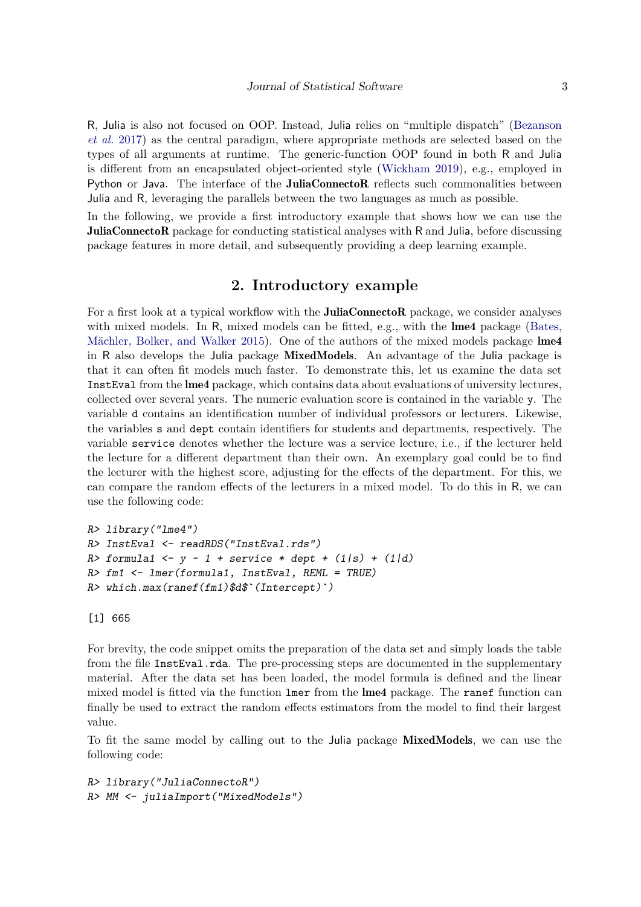R, Julia is also not focused on OOP. Instead, Julia relies on "multiple dispatch" (Bezanson *et al.* 2017) as the central paradigm, where appropriate methods are selected based on the types of all arguments at runtime. The generic-function OOP found in both R and Julia is different from an encapsulated object-oriented style (Wickham 2019), e.g., employed in Python or Java. The interface of the **JuliaConnectoR** reflects such commonalities between Julia and R, leveraging the parallels between the two languages as much as possible.

In the following, we provide a first introductory example that shows how we can use the **JuliaConnectoR** package for conducting statistical analyses with R and Julia, before discussing package features in more detail, and subsequently providing a deep learning example.

## 2. Introductory example

For a first look at a typical workflow with the **JuliaConnectoR** package, we consider analyses with mixed models. In R, mixed models can be fitted, e.g., with the **lme4** package (Bates, Mächler, Bolker, and Walker 2015). One of the authors of the mixed models package **lme4** in R also develops the Julia package **MixedModels**. An advantage of the Julia package is that it can often fit models much faster. To demonstrate this, let us examine the data set `InstEval` from the **lme4** package, which contains data about evaluations of university lectures, collected over several years. The numeric evaluation score is contained in the variable `y`. The variable `d` contains an identification number of individual professors or lecturers. Likewise, the variables `s` and `dept` contain identifiers for students and departments, respectively. The variable `service` denotes whether the lecture was a service lecture, i.e., if the lecturer held the lecture for a different department than their own. An exemplary goal could be to find the lecturer with the highest score, adjusting for the effects of the department. For this, we can compare the random effects of the lecturers in a mixed model. To do this in R, we can use the following code:

```
R> library("lme4")
R> InstEval <- readRDS("InstEval.rds")
R> formula1 <- y ~ 1 + service * dept + (1|s) + (1|d)
R> fm1 <- lmer(formula1, InstEval, REML = TRUE)
R> which.max(ranef(fm1)$d$`(Intercept)`)

[1] 665
```

For brevity, the code snippet omits the preparation of the data set and simply loads the table from the file `InstEval.rda`. The pre-processing steps are documented in the supplementary material. After the data set has been loaded, the model formula is defined and the linear mixed model is fitted via the function `lmer` from the **lme4** package. The `ranef` function can finally be used to extract the random effects estimators from the model to find their largest value.

To fit the same model by calling out to the Julia package **MixedModels**, we can use the following code:

```
R> library("JuliaConnectoR")
R> MM <- juliaImport("MixedModels")
```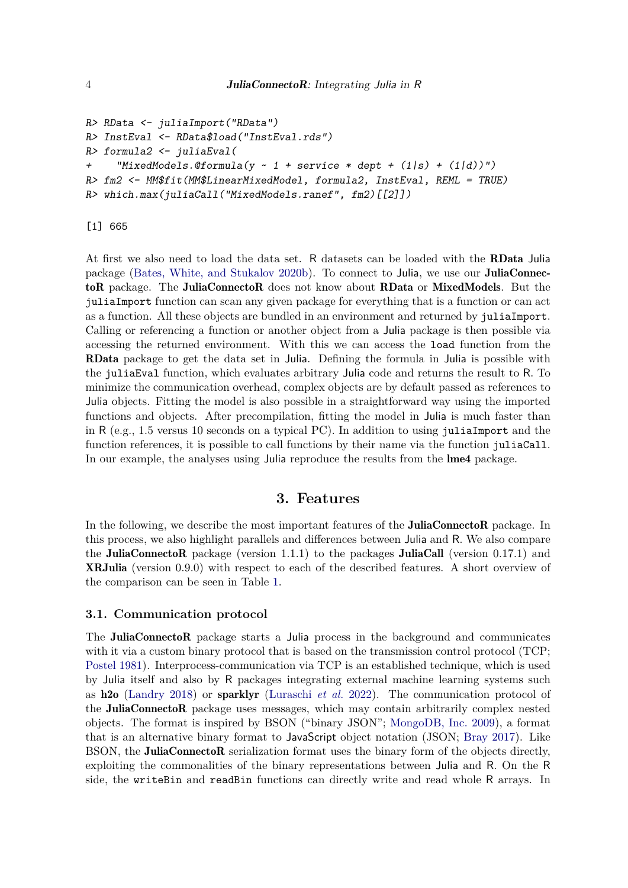```
R> RData <- juliaImport("RData")
R> InstEval <- RData$load("InstEval.rds")
R> formula2 <- juliaEval(
+    "MixedModels.@formula(y ~ 1 + service * dept + (1|s) + (1|d))")
R> fm2 <- MM$fit(MM$LinearMixedModel, formula2, InstEval, REML = TRUE)
R> which.max(juliaCall("MixedModels.ranef", fm2)[[2]])
```

```
[1] 665
```

At first we also need to load the data set. R datasets can be loaded with the **RData** Julia package (Bates, White, and Stukalov 2020b). To connect to Julia, we use our **JuliaConnectoR** package. The **JuliaConnectoR** does not know about **RData** or **MixedModels**. But the `juliaImport` function can scan any given package for everything that is a function or can act as a function. All these objects are bundled in an environment and returned by `juliaImport`. Calling or referencing a function or another object from a Julia package is then possible via accessing the returned environment. With this we can access the `load` function from the **RData** package to get the data set in Julia. Defining the formula in Julia is possible with the `juliaEval` function, which evaluates arbitrary Julia code and returns the result to R. To minimize the communication overhead, complex objects are by default passed as references to Julia objects. Fitting the model is also possible in a straightforward way using the imported functions and objects. After precompilation, fitting the model in Julia is much faster than in R (e.g., 1.5 versus 10 seconds on a typical PC). In addition to using `juliaImport` and the function references, it is possible to call functions by their name via the function `juliaCall`. In our example, the analyses using Julia reproduce the results from the **lme4** package.

# 3. Features

In the following, we describe the most important features of the **JuliaConnectoR** package. In this process, we also highlight parallels and differences between Julia and R. We also compare the **JuliaConnectoR** package (version 1.1.1) to the packages **JuliaCall** (version 0.17.1) and **XRJulia** (version 0.9.0) with respect to each of the described features. A short overview of the comparison can be seen in Table 1.

## 3.1. Communication protocol

The **JuliaConnectoR** package starts a Julia process in the background and communicates with it via a custom binary protocol that is based on the transmission control protocol (TCP; Postel 1981). Interprocess-communication via TCP is an established technique, which is used by Julia itself and also by R packages integrating external machine learning systems such as **h2o** (Landry 2018) or **sparklyr** (Luraschi *et al.* 2022). The communication protocol of the **JuliaConnectoR** package uses messages, which may contain arbitrarily complex nested objects. The format is inspired by BSON ("binary JSON"; MongoDB, Inc. 2009), a format that is an alternative binary format to JavaScript object notation (JSON; Bray 2017). Like BSON, the **JuliaConnectoR** serialization format uses the binary form of the objects directly, exploiting the commonalities of the binary representations between Julia and R. On the R side, the `writeBin` and `readBin` functions can directly write and read whole R arrays. In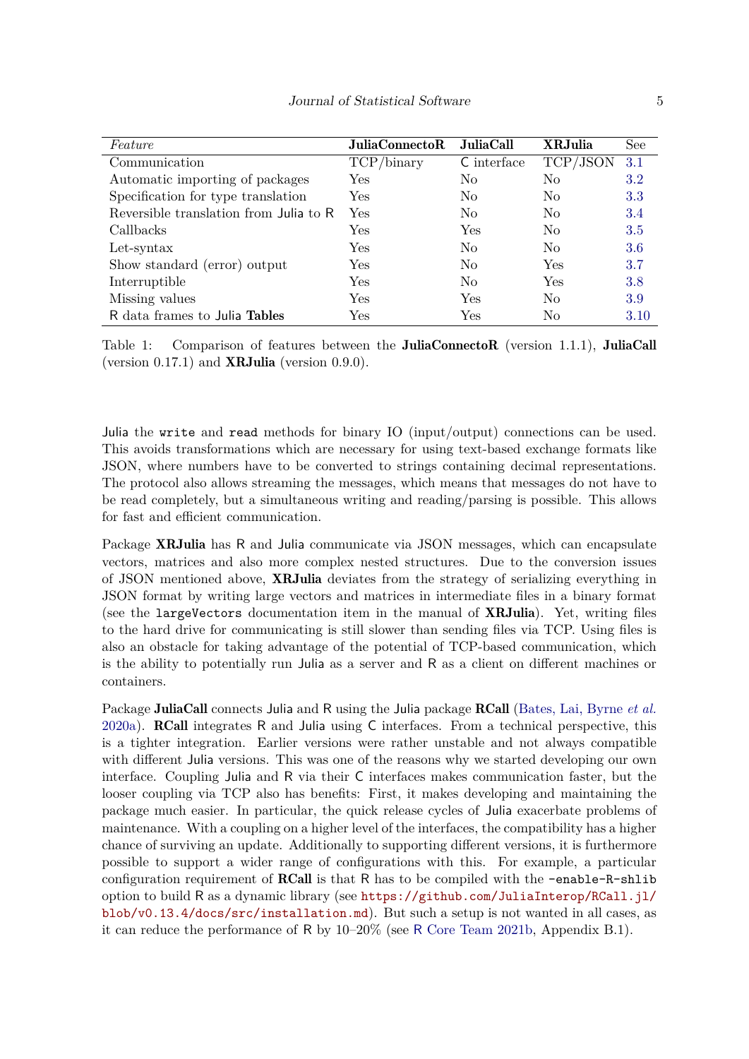| *Feature* | **JuliaConnectoR** | **JuliaCall** | **XRJulia** | See |
|---|---|---|---|---|
| Communication | TCP/binary | C interface | TCP/JSON | 3.1 |
| Automatic importing of packages | Yes | No | No | 3.2 |
| Specification for type translation | Yes | No | No | 3.3 |
| Reversible translation from Julia to R | Yes | No | No | 3.4 |
| Callbacks | Yes | Yes | No | 3.5 |
| Let-syntax | Yes | No | No | 3.6 |
| Show standard (error) output | Yes | No | Yes | 3.7 |
| Interruptible | Yes | No | Yes | 3.8 |
| Missing values | Yes | Yes | No | 3.9 |
| R data frames to Julia **Tables** | Yes | Yes | No | 3.10 |

Table 1: Comparison of features between the **JuliaConnectoR** (version 1.1.1), **JuliaCall** (version 0.17.1) and **XRJulia** (version 0.9.0).

Julia the `write` and `read` methods for binary IO (input/output) connections can be used. This avoids transformations which are necessary for using text-based exchange formats like JSON, where numbers have to be converted to strings containing decimal representations. The protocol also allows streaming the messages, which means that messages do not have to be read completely, but a simultaneous writing and reading/parsing is possible. This allows for fast and efficient communication.

Package **XRJulia** has R and Julia communicate via JSON messages, which can encapsulate vectors, matrices and also more complex nested structures. Due to the conversion issues of JSON mentioned above, **XRJulia** deviates from the strategy of serializing everything in JSON format by writing large vectors and matrices in intermediate files in a binary format (see the `largeVectors` documentation item in the manual of **XRJulia**). Yet, writing files to the hard drive for communicating is still slower than sending files via TCP. Using files is also an obstacle for taking advantage of the potential of TCP-based communication, which is the ability to potentially run Julia as a server and R as a client on different machines or containers.

Package **JuliaCall** connects Julia and R using the Julia package **RCall** (Bates, Lai, Byrne *et al.* 2020a). **RCall** integrates R and Julia using C interfaces. From a technical perspective, this is a tighter integration. Earlier versions were rather unstable and not always compatible with different Julia versions. This was one of the reasons why we started developing our own interface. Coupling Julia and R via their C interfaces makes communication faster, but the looser coupling via TCP also has benefits: First, it makes developing and maintaining the package much easier. In particular, the quick release cycles of Julia exacerbate problems of maintenance. With a coupling on a higher level of the interfaces, the compatibility has a higher chance of surviving an update. Additionally to supporting different versions, it is furthermore possible to support a wider range of configurations with this. For example, a particular configuration requirement of **RCall** is that R has to be compiled with the `-enable-R-shlib` option to build R as a dynamic library (see https://github.com/JuliaInterop/RCall.jl/blob/v0.13.4/docs/src/installation.md). But such a setup is not wanted in all cases, as it can reduce the performance of R by 10–20% (see R Core Team 2021b, Appendix B.1).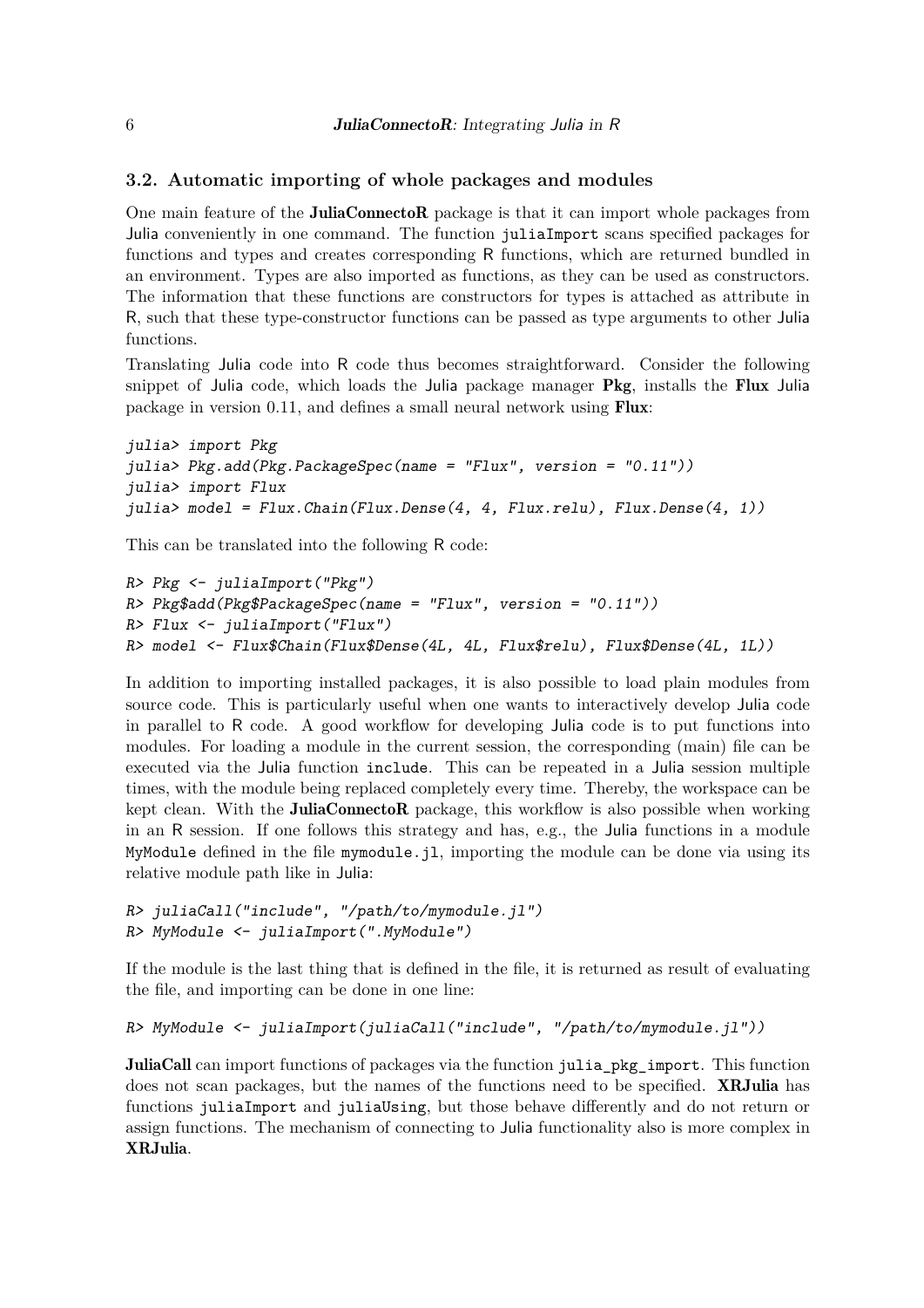### 3.2. Automatic importing of whole packages and modules

One main feature of the **JuliaConnectoR** package is that it can import whole packages from Julia conveniently in one command. The function `juliaImport` scans specified packages for functions and types and creates corresponding R functions, which are returned bundled in an environment. Types are also imported as functions, as they can be used as constructors. The information that these functions are constructors for types is attached as attribute in R, such that these type-constructor functions can be passed as type arguments to other Julia functions.

Translating Julia code into R code thus becomes straightforward. Consider the following snippet of Julia code, which loads the Julia package manager **Pkg**, installs the **Flux** Julia package in version 0.11, and defines a small neural network using **Flux**:

```
julia> import Pkg
julia> Pkg.add(Pkg.PackageSpec(name = "Flux", version = "0.11"))
julia> import Flux
julia> model = Flux.Chain(Flux.Dense(4, 4, Flux.relu), Flux.Dense(4, 1))
```

This can be translated into the following R code:

```
R> Pkg <- juliaImport("Pkg")
R> Pkg$add(Pkg$PackageSpec(name = "Flux", version = "0.11"))
R> Flux <- juliaImport("Flux")
R> model <- Flux$Chain(Flux$Dense(4L, 4L, Flux$relu), Flux$Dense(4L, 1L))
```

In addition to importing installed packages, it is also possible to load plain modules from source code. This is particularly useful when one wants to interactively develop Julia code in parallel to R code. A good workflow for developing Julia code is to put functions into modules. For loading a module in the current session, the corresponding (main) file can be executed via the Julia function `include`. This can be repeated in a Julia session multiple times, with the module being replaced completely every time. Thereby, the workspace can be kept clean. With the **JuliaConnectoR** package, this workflow is also possible when working in an R session. If one follows this strategy and has, e.g., the Julia functions in a module `MyModule` defined in the file `mymodule.jl`, importing the module can be done via using its relative module path like in Julia:

```
R> juliaCall("include", "/path/to/mymodule.jl")
R> MyModule <- juliaImport(".MyModule")
```

If the module is the last thing that is defined in the file, it is returned as result of evaluating the file, and importing can be done in one line:

```
R> MyModule <- juliaImport(juliaCall("include", "/path/to/mymodule.jl"))
```

**JuliaCall** can import functions of packages via the function `julia_pkg_import`. This function does not scan packages, but the names of the functions need to be specified. **XRJulia** has functions `juliaImport` and `juliaUsing`, but those behave differently and do not return or assign functions. The mechanism of connecting to Julia functionality also is more complex in **XRJulia**.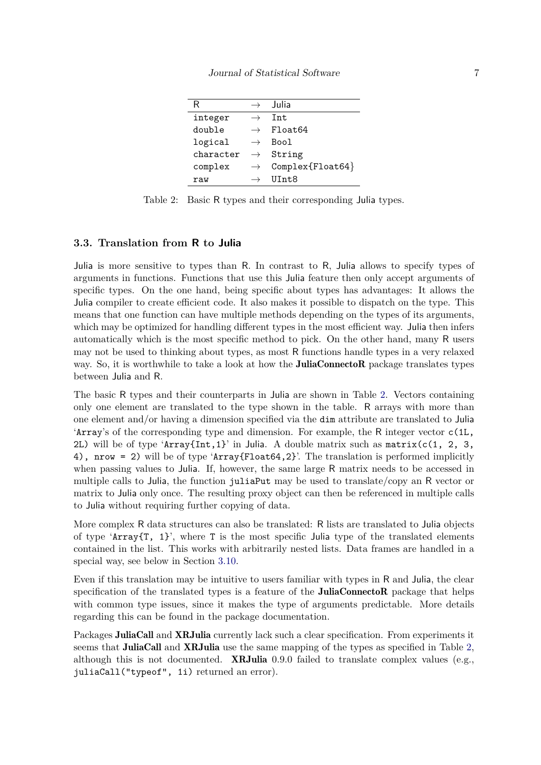| R | → | Julia |
|---|---|---|
| `integer` | → | `Int` |
| `double` | → | `Float64` |
| `logical` | → | `Bool` |
| `character` | → | `String` |
| `complex` | → | `Complex{Float64}` |
| `raw` | → | `UInt8` |

Table 2: Basic R types and their corresponding Julia types.

### 3.3. Translation from R to Julia

Julia is more sensitive to types than R. In contrast to R, Julia allows to specify types of arguments in functions. Functions that use this Julia feature then only accept arguments of specific types. On the one hand, being specific about types has advantages: It allows the Julia compiler to create efficient code. It also makes it possible to dispatch on the type. This means that one function can have multiple methods depending on the types of its arguments, which may be optimized for handling different types in the most efficient way. Julia then infers automatically which is the most specific method to pick. On the other hand, many R users may not be used to thinking about types, as most R functions handle types in a very relaxed way. So, it is worthwhile to take a look at how the **JuliaConnectoR** package translates types between Julia and R.

The basic R types and their counterparts in Julia are shown in Table 2. Vectors containing only one element are translated to the type shown in the table. R arrays with more than one element and/or having a dimension specified via the `dim` attribute are translated to Julia '`Array`'s of the corresponding type and dimension. For example, the R integer vector `c(1L, 2L)` will be of type '`Array{Int,1}`' in Julia. A double matrix such as `matrix(c(1, 2, 3, 4), nrow = 2)` will be of type '`Array{Float64,2}`'. The translation is performed implicitly when passing values to Julia. If, however, the same large R matrix needs to be accessed in multiple calls to Julia, the function `juliaPut` may be used to translate/copy an R vector or matrix to Julia only once. The resulting proxy object can then be referenced in multiple calls to Julia without requiring further copying of data.

More complex R data structures can also be translated: R lists are translated to Julia objects of type '`Array{T, 1}`', where `T` is the most specific Julia type of the translated elements contained in the list. This works with arbitrarily nested lists. Data frames are handled in a special way, see below in Section 3.10.

Even if this translation may be intuitive to users familiar with types in R and Julia, the clear specification of the translated types is a feature of the **JuliaConnectoR** package that helps with common type issues, since it makes the type of arguments predictable. More details regarding this can be found in the package documentation.

Packages **JuliaCall** and **XRJulia** currently lack such a clear specification. From experiments it seems that **JuliaCall** and **XRJulia** use the same mapping of the types as specified in Table 2, although this is not documented. **XRJulia** 0.9.0 failed to translate complex values (e.g., `juliaCall("typeof", 1i)` returned an error).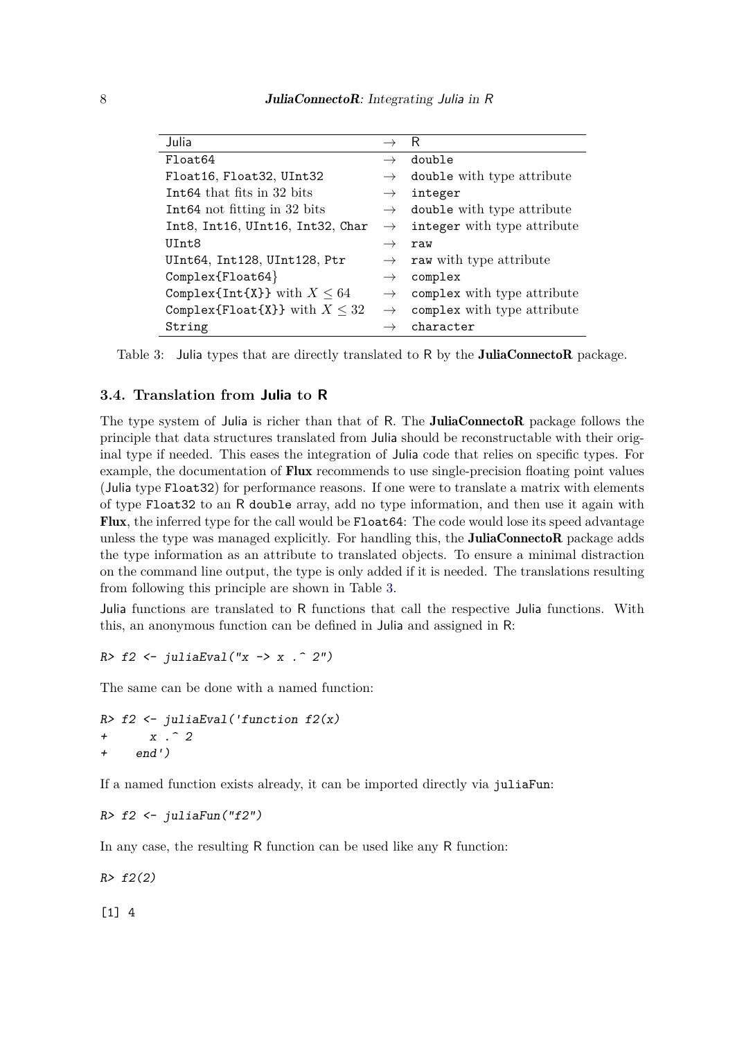| Julia | → | R |
| --- | --- | --- |
| Float64 | → | double |
| Float16, Float32, UInt32 | → | double with type attribute |
| Int64 that fits in 32 bits | → | integer |
| Int64 not fitting in 32 bits | → | double with type attribute |
| Int8, Int16, UInt16, Int32, Char | → | integer with type attribute |
| UInt8 | → | raw |
| UInt64, Int128, UInt128, Ptr | → | raw with type attribute |
| Complex{Float64} | → | complex |
| Complex{Int{X}} with $X \leq 64$ | → | complex with type attribute |
| Complex{Float{X}} with $X \leq 32$ | → | complex with type attribute |
| String | → | character |

Table 3: Julia types that are directly translated to R by the **JuliaConnectoR** package.

### 3.4. Translation from Julia to R

The type system of Julia is richer than that of R. The **JuliaConnectoR** package follows the principle that data structures translated from Julia should be reconstructable with their original type if needed. This eases the integration of Julia code that relies on specific types. For example, the documentation of **Flux** recommends to use single-precision floating point values (Julia type Float32) for performance reasons. If one were to translate a matrix with elements of type Float32 to an R double array, add no type information, and then use it again with **Flux**, the inferred type for the call would be Float64: The code would lose its speed advantage unless the type was managed explicitly. For handling this, the **JuliaConnectoR** package adds the type information as an attribute to translated objects. To ensure a minimal distraction on the command line output, the type is only added if it is needed. The translations resulting from following this principle are shown in Table 3.

Julia functions are translated to R functions that call the respective Julia functions. With this, an anonymous function can be defined in Julia and assigned in R:

```
R> f2 <- juliaEval("x -> x .^ 2")
```

The same can be done with a named function:

```
R> f2 <- juliaEval('function f2(x)
+      x .^ 2
+    end')
```

If a named function exists already, it can be imported directly via juliaFun:

```
R> f2 <- juliaFun("f2")
```

In any case, the resulting R function can be used like any R function:

```
R> f2(2)

[1] 4
```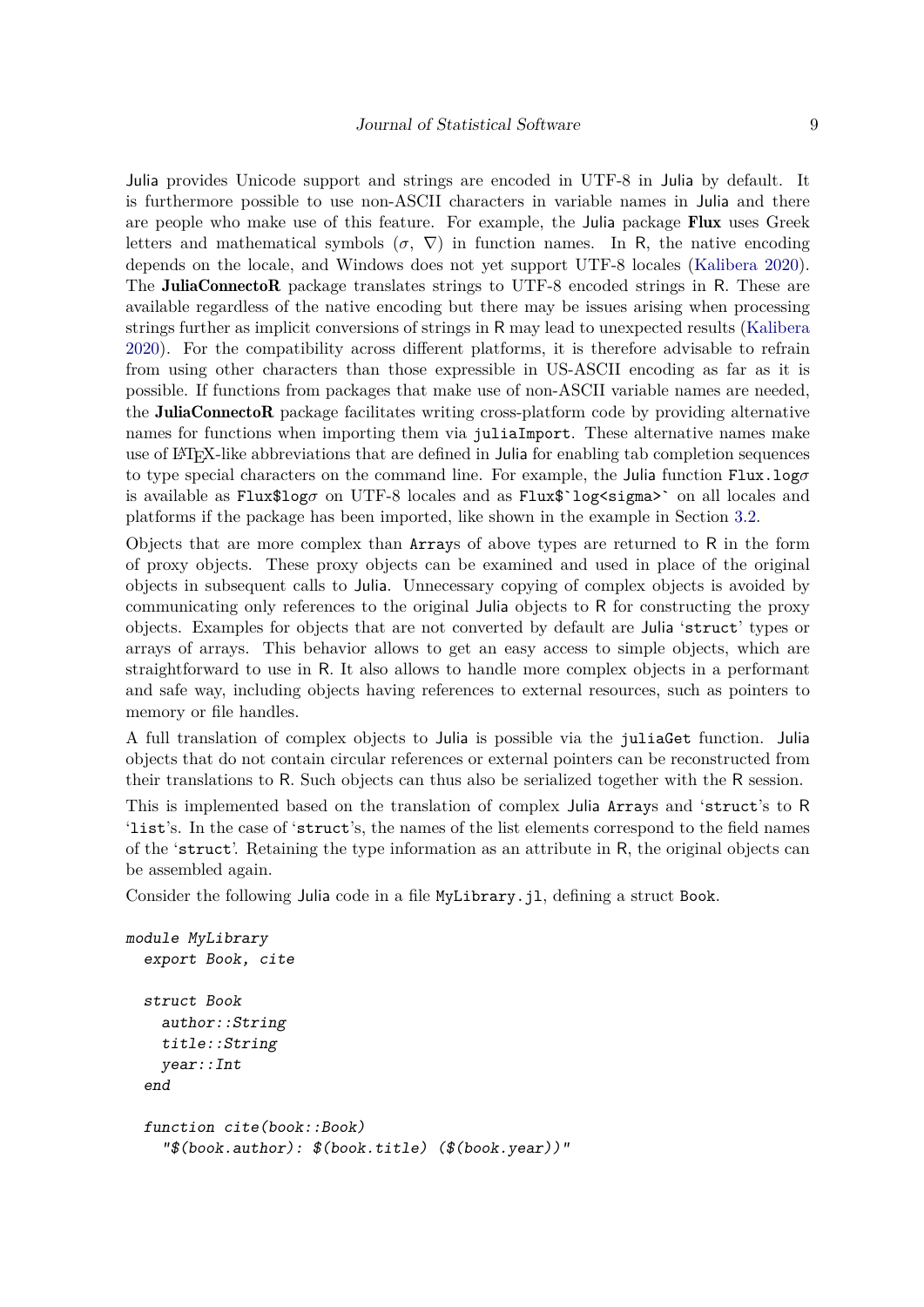Julia provides Unicode support and strings are encoded in UTF-8 in Julia by default. It is furthermore possible to use non-ASCII characters in variable names in Julia and there are people who make use of this feature. For example, the Julia package **Flux** uses Greek letters and mathematical symbols ($\sigma$, $\nabla$) in function names. In R, the native encoding depends on the locale, and Windows does not yet support UTF-8 locales (Kalibera 2020). The **JuliaConnectoR** package translates strings to UTF-8 encoded strings in R. These are available regardless of the native encoding but there may be issues arising when processing strings further as implicit conversions of strings in R may lead to unexpected results (Kalibera 2020). For the compatibility across different platforms, it is therefore advisable to refrain from using other characters than those expressible in US-ASCII encoding as far as it is possible. If functions from packages that make use of non-ASCII variable names are needed, the **JuliaConnectoR** package facilitates writing cross-platform code by providing alternative names for functions when importing them via `juliaImport`. These alternative names make use of LaTeX-like abbreviations that are defined in Julia for enabling tab completion sequences to type special characters on the command line. For example, the Julia function `Flux.logσ` is available as `Flux$logσ` on UTF-8 locales and as ``Flux$`log<sigma>` `` on all locales and platforms if the package has been imported, like shown in the example in Section 3.2.

Objects that are more complex than `Array`s of above types are returned to R in the form of proxy objects. These proxy objects can be examined and used in place of the original objects in subsequent calls to Julia. Unnecessary copying of complex objects is avoided by communicating only references to the original Julia objects to R for constructing the proxy objects. Examples for objects that are not converted by default are Julia '`struct`' types or arrays of arrays. This behavior allows to get an easy access to simple objects, which are straightforward to use in R. It also allows to handle more complex objects in a performant and safe way, including objects having references to external resources, such as pointers to memory or file handles.

A full translation of complex objects to Julia is possible via the `juliaGet` function. Julia objects that do not contain circular references or external pointers can be reconstructed from their translations to R. Such objects can thus also be serialized together with the R session.

This is implemented based on the translation of complex Julia `Array`s and '`struct`'s to R '`list`'s. In the case of '`struct`'s, the names of the list elements correspond to the field names of the '`struct`'. Retaining the type information as an attribute in R, the original objects can be assembled again.

Consider the following Julia code in a file `MyLibrary.jl`, defining a struct `Book`.

```
module MyLibrary
  export Book, cite

  struct Book
    author::String
    title::String
    year::Int
  end

  function cite(book::Book)
    "$(book.author): $(book.title) ($(book.year))"
```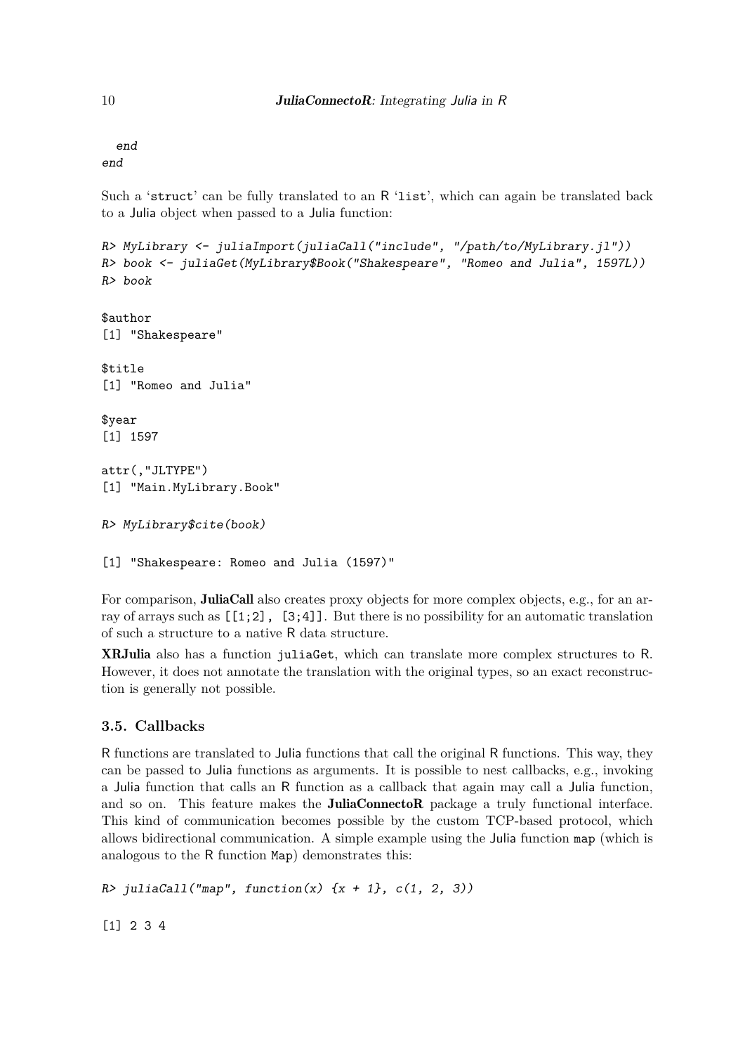```
  end
end
```

Such a 'struct' can be fully translated to an R 'list', which can again be translated back to a Julia object when passed to a Julia function:

```
R> MyLibrary <- juliaImport(juliaCall("include", "/path/to/MyLibrary.jl"))
R> book <- juliaGet(MyLibrary$Book("Shakespeare", "Romeo and Julia", 1597L))
R> book

$author
[1] "Shakespeare"

$title
[1] "Romeo and Julia"

$year
[1] 1597

attr(,"JLTYPE")
[1] "Main.MyLibrary.Book"

R> MyLibrary$cite(book)

[1] "Shakespeare: Romeo and Julia (1597)"
```

For comparison, **JuliaCall** also creates proxy objects for more complex objects, e.g., for an array of arrays such as `[[1;2], [3;4]]`. But there is no possibility for an automatic translation of such a structure to a native R data structure.

**XRJulia** also has a function `juliaGet`, which can translate more complex structures to R. However, it does not annotate the translation with the original types, so an exact reconstruction is generally not possible.

### 3.5. Callbacks

R functions are translated to Julia functions that call the original R functions. This way, they can be passed to Julia functions as arguments. It is possible to nest callbacks, e.g., invoking a Julia function that calls an R function as a callback that again may call a Julia function, and so on. This feature makes the **JuliaConnectoR** package a truly functional interface. This kind of communication becomes possible by the custom TCP-based protocol, which allows bidirectional communication. A simple example using the Julia function `map` (which is analogous to the R function `Map`) demonstrates this:

```
R> juliaCall("map", function(x) {x + 1}, c(1, 2, 3))

[1] 2 3 4
```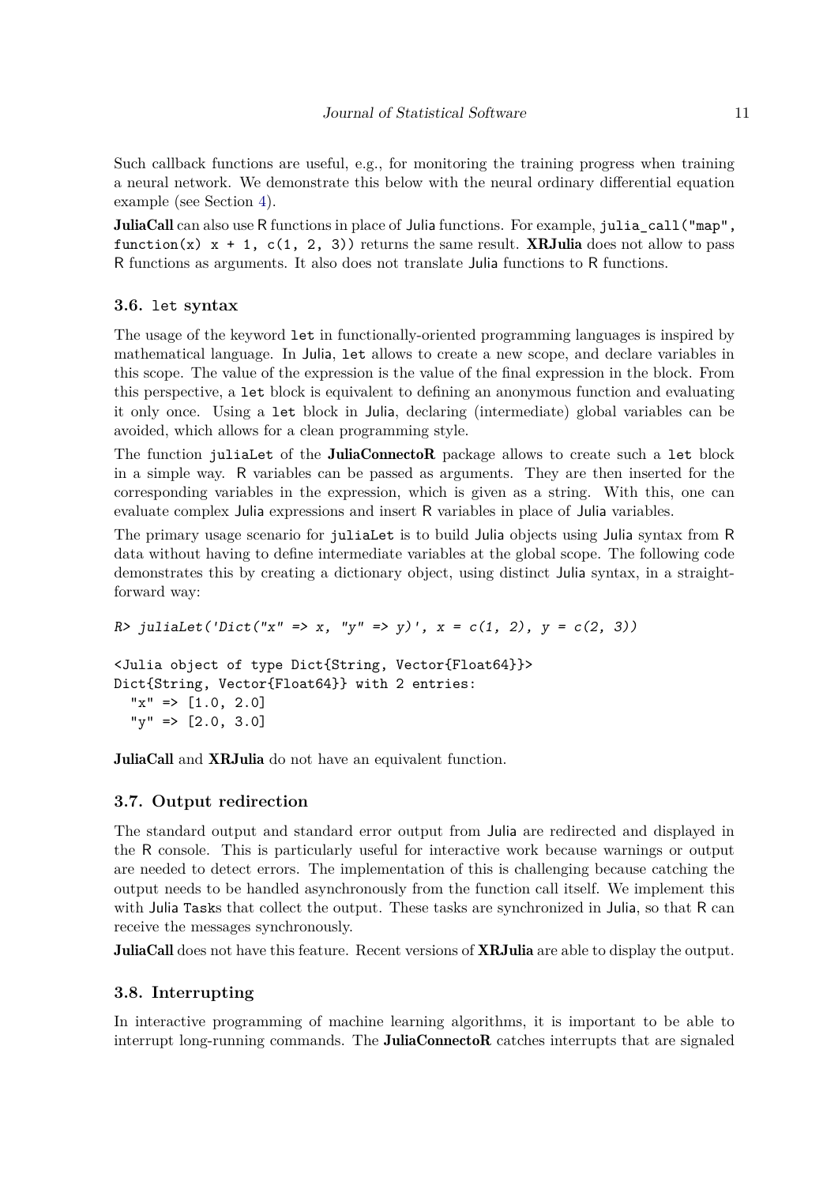Such callback functions are useful, e.g., for monitoring the training progress when training a neural network. We demonstrate this below with the neural ordinary differential equation example (see Section 4).

**JuliaCall** can also use R functions in place of Julia functions. For example, `julia_call("map", function(x) x + 1, c(1, 2, 3))` returns the same result. **XRJulia** does not allow to pass R functions as arguments. It also does not translate Julia functions to R functions.

### 3.6. `let` syntax

The usage of the keyword `let` in functionally-oriented programming languages is inspired by mathematical language. In Julia, `let` allows to create a new scope, and declare variables in this scope. The value of the expression is the value of the final expression in the block. From this perspective, a `let` block is equivalent to defining an anonymous function and evaluating it only once. Using a `let` block in Julia, declaring (intermediate) global variables can be avoided, which allows for a clean programming style.

The function `juliaLet` of the **JuliaConnectoR** package allows to create such a `let` block in a simple way. R variables can be passed as arguments. They are then inserted for the corresponding variables in the expression, which is given as a string. With this, one can evaluate complex Julia expressions and insert R variables in place of Julia variables.

The primary usage scenario for `juliaLet` is to build Julia objects using Julia syntax from R data without having to define intermediate variables at the global scope. The following code demonstrates this by creating a dictionary object, using distinct Julia syntax, in a straightforward way:

```
R> juliaLet('Dict("x" => x, "y" => y)', x = c(1, 2), y = c(2, 3))

<Julia object of type Dict{String, Vector{Float64}}>
Dict{String, Vector{Float64}} with 2 entries:
  "x" => [1.0, 2.0]
  "y" => [2.0, 3.0]
```

**JuliaCall** and **XRJulia** do not have an equivalent function.

### 3.7. Output redirection

The standard output and standard error output from Julia are redirected and displayed in the R console. This is particularly useful for interactive work because warnings or output are needed to detect errors. The implementation of this is challenging because catching the output needs to be handled asynchronously from the function call itself. We implement this with Julia `Task`s that collect the output. These tasks are synchronized in Julia, so that R can receive the messages synchronously.

**JuliaCall** does not have this feature. Recent versions of **XRJulia** are able to display the output.

### 3.8. Interrupting

In interactive programming of machine learning algorithms, it is important to be able to interrupt long-running commands. The **JuliaConnectoR** catches interrupts that are signaled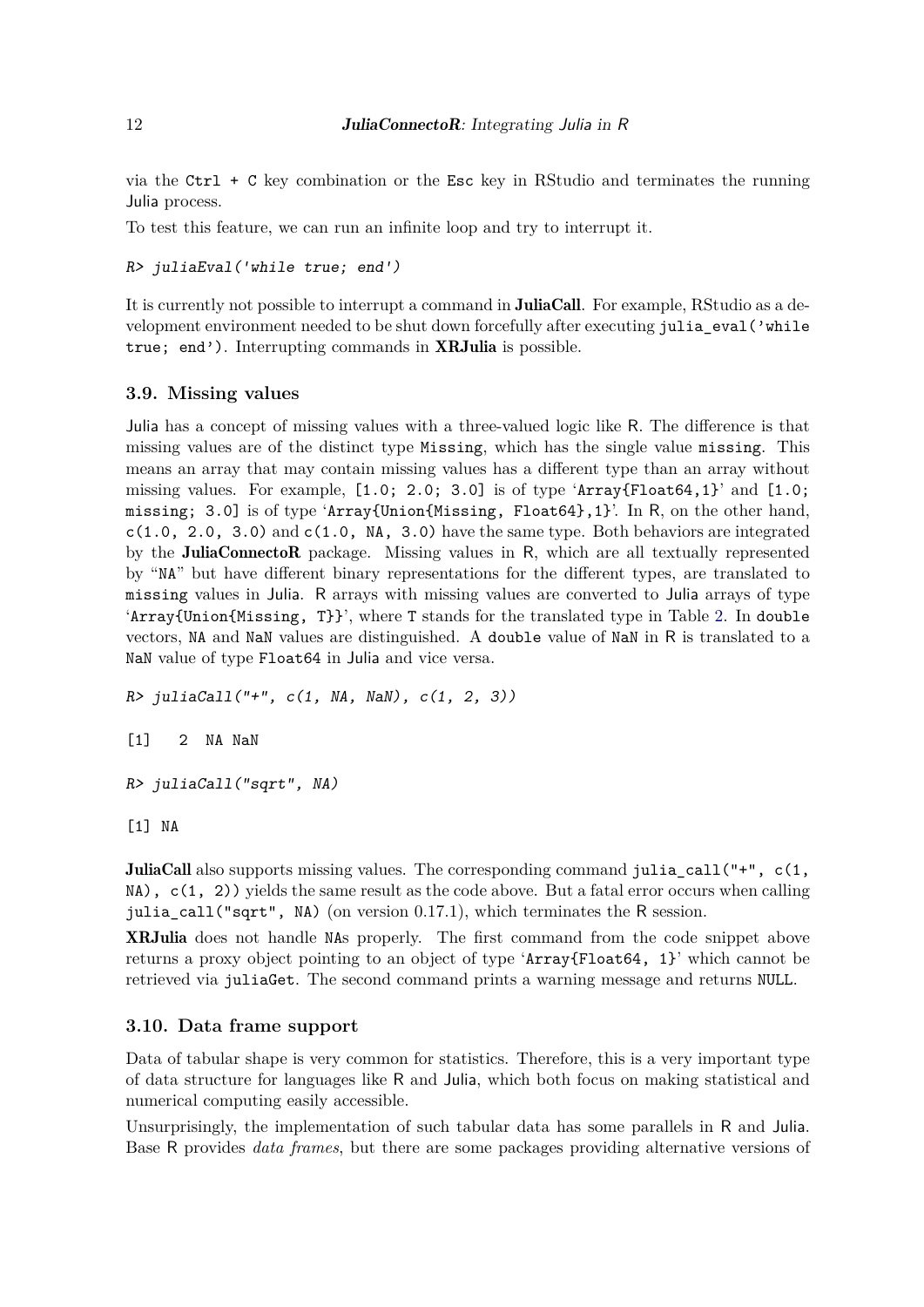via the `Ctrl + C` key combination or the `Esc` key in RStudio and terminates the running Julia process.

To test this feature, we can run an infinite loop and try to interrupt it.

```
R> juliaEval('while true; end')
```

It is currently not possible to interrupt a command in **JuliaCall**. For example, RStudio as a development environment needed to be shut down forcefully after executing `julia_eval('while true; end')`. Interrupting commands in **XRJulia** is possible.

### 3.9. Missing values

Julia has a concept of missing values with a three-valued logic like R. The difference is that missing values are of the distinct type `Missing`, which has the single value `missing`. This means an array that may contain missing values has a different type than an array without missing values. For example, `[1.0; 2.0; 3.0]` is of type '`Array{Float64,1}`' and `[1.0; missing; 3.0]` is of type '`Array{Union{Missing, Float64},1}`'. In R, on the other hand, `c(1.0, 2.0, 3.0)` and `c(1.0, NA, 3.0)` have the same type. Both behaviors are integrated by the **JuliaConnectoR** package. Missing values in R, which are all textually represented by "`NA`" but have different binary representations for the different types, are translated to `missing` values in Julia. R arrays with missing values are converted to Julia arrays of type '`Array{Union{Missing, T}}`', where `T` stands for the translated type in Table 2. In `double` vectors, `NA` and `NaN` values are distinguished. A `double` value of `NaN` in R is translated to a `NaN` value of type `Float64` in Julia and vice versa.

```
R> juliaCall("+", c(1, NA, NaN), c(1, 2, 3))

[1]   2  NA NaN

R> juliaCall("sqrt", NA)

[1] NA
```

**JuliaCall** also supports missing values. The corresponding command `julia_call("+", c(1, NA), c(1, 2))` yields the same result as the code above. But a fatal error occurs when calling `julia_call("sqrt", NA)` (on version 0.17.1), which terminates the R session.

**XRJulia** does not handle `NA`s properly. The first command from the code snippet above returns a proxy object pointing to an object of type '`Array{Float64, 1}`' which cannot be retrieved via `juliaGet`. The second command prints a warning message and returns `NULL`.

### 3.10. Data frame support

Data of tabular shape is very common for statistics. Therefore, this is a very important type of data structure for languages like R and Julia, which both focus on making statistical and numerical computing easily accessible.

Unsurprisingly, the implementation of such tabular data has some parallels in R and Julia. Base R provides *data frames*, but there are some packages providing alternative versions of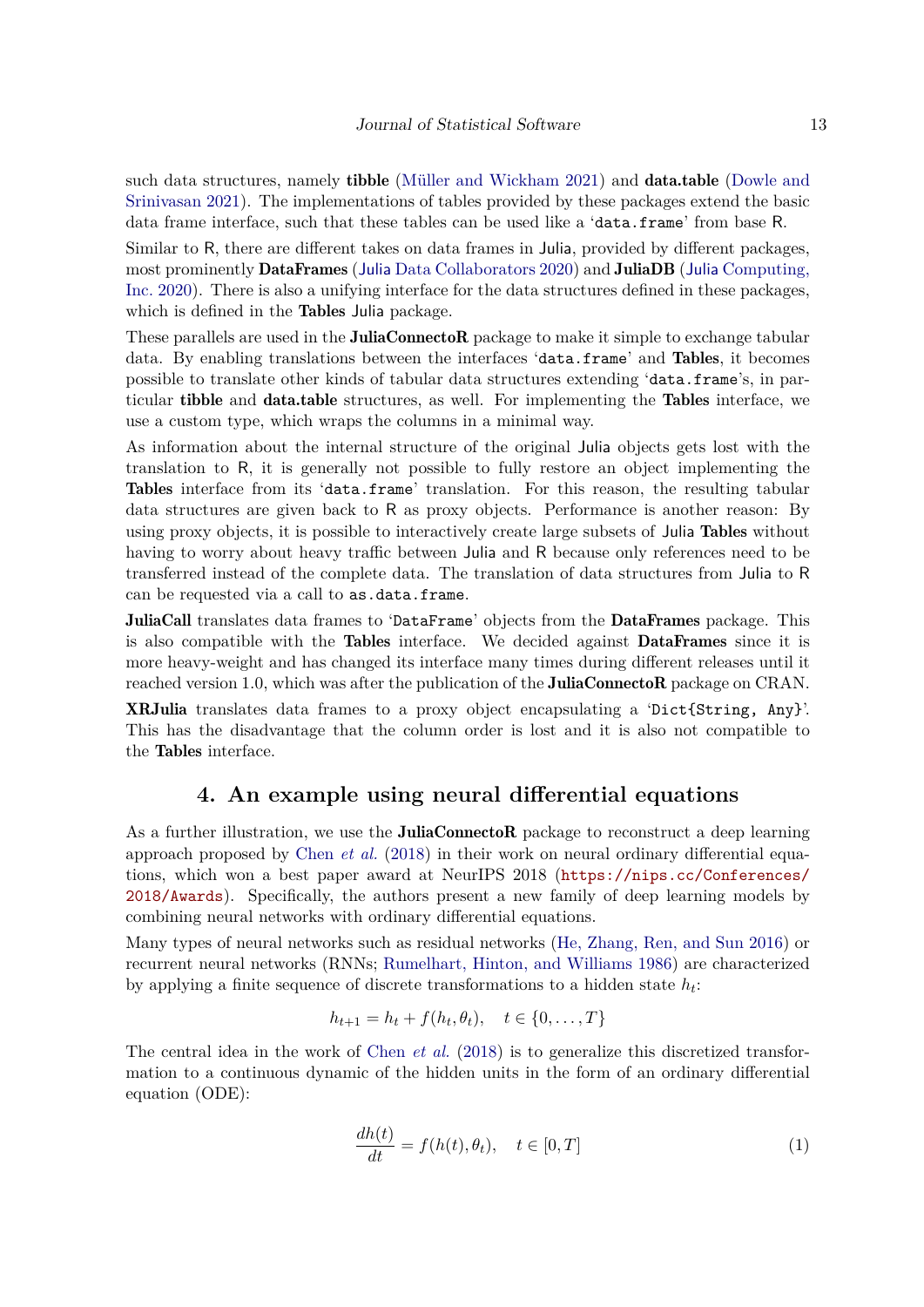such data structures, namely **tibble** (Müller and Wickham 2021) and **data.table** (Dowle and Srinivasan 2021). The implementations of tables provided by these packages extend the basic data frame interface, such that these tables can be used like a '`data.frame`' from base R.

Similar to R, there are different takes on data frames in Julia, provided by different packages, most prominently **DataFrames** (Julia Data Collaborators 2020) and **JuliaDB** (Julia Computing, Inc. 2020). There is also a unifying interface for the data structures defined in these packages, which is defined in the **Tables** Julia package.

These parallels are used in the **JuliaConnectoR** package to make it simple to exchange tabular data. By enabling translations between the interfaces '`data.frame`' and **Tables**, it becomes possible to translate other kinds of tabular data structures extending '`data.frame`'s, in particular **tibble** and **data.table** structures, as well. For implementing the **Tables** interface, we use a custom type, which wraps the columns in a minimal way.

As information about the internal structure of the original Julia objects gets lost with the translation to R, it is generally not possible to fully restore an object implementing the **Tables** interface from its '`data.frame`' translation. For this reason, the resulting tabular data structures are given back to R as proxy objects. Performance is another reason: By using proxy objects, it is possible to interactively create large subsets of Julia **Tables** without having to worry about heavy traffic between Julia and R because only references need to be transferred instead of the complete data. The translation of data structures from Julia to R can be requested via a call to `as.data.frame`.

**JuliaCall** translates data frames to '`DataFrame`' objects from the **DataFrames** package. This is also compatible with the **Tables** interface. We decided against **DataFrames** since it is more heavy-weight and has changed its interface many times during different releases until it reached version 1.0, which was after the publication of the **JuliaConnectoR** package on CRAN.

**XRJulia** translates data frames to a proxy object encapsulating a '`Dict{String, Any}`'. This has the disadvantage that the column order is lost and it is also not compatible to the **Tables** interface.

## 4. An example using neural differential equations

As a further illustration, we use the **JuliaConnectoR** package to reconstruct a deep learning approach proposed by Chen *et al.* (2018) in their work on neural ordinary differential equations, which won a best paper award at NeurIPS 2018 (https://nips.cc/Conferences/2018/Awards). Specifically, the authors present a new family of deep learning models by combining neural networks with ordinary differential equations.

Many types of neural networks such as residual networks (He, Zhang, Ren, and Sun 2016) or recurrent neural networks (RNNs; Rumelhart, Hinton, and Williams 1986) are characterized by applying a finite sequence of discrete transformations to a hidden state $h_t$:

$$h_{t+1} = h_t + f(h_t, \theta_t), \quad t \in \{0, \ldots, T\}$$

The central idea in the work of Chen *et al.* (2018) is to generalize this discretized transformation to a continuous dynamic of the hidden units in the form of an ordinary differential equation (ODE):

$$\frac{dh(t)}{dt} = f(h(t), \theta_t), \quad t \in [0, T] \tag{1}$$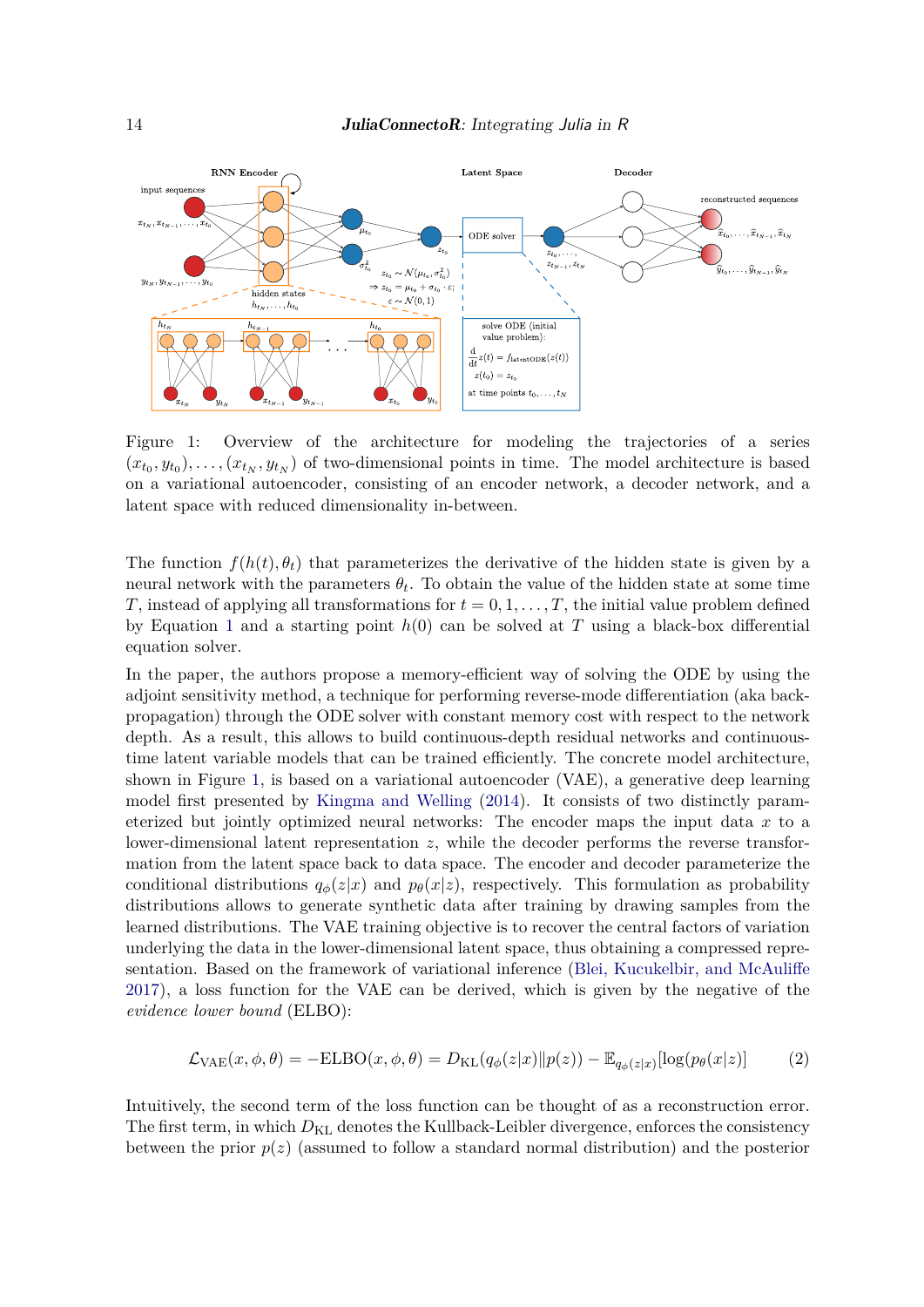Figure 1: Overview of the architecture for modeling the trajectories of a series $(x_{t_0}, y_{t_0}), \ldots, (x_{t_N}, y_{t_N})$ of two-dimensional points in time. The model architecture is based on a variational autoencoder, consisting of an encoder network, a decoder network, and a latent space with reduced dimensionality in-between.

The function $f(h(t), \theta_t)$ that parameterizes the derivative of the hidden state is given by a neural network with the parameters $\theta_t$. To obtain the value of the hidden state at some time $T$, instead of applying all transformations for $t = 0, 1, \ldots, T$, the initial value problem defined by Equation 1 and a starting point $h(0)$ can be solved at $T$ using a black-box differential equation solver.

In the paper, the authors propose a memory-efficient way of solving the ODE by using the adjoint sensitivity method, a technique for performing reverse-mode differentiation (aka back-propagation) through the ODE solver with constant memory cost with respect to the network depth. As a result, this allows to build continuous-depth residual networks and continuous-time latent variable models that can be trained efficiently. The concrete model architecture, shown in Figure 1, is based on a variational autoencoder (VAE), a generative deep learning model first presented by Kingma and Welling (2014). It consists of two distinctly parameterized but jointly optimized neural networks: The encoder maps the input data $x$ to a lower-dimensional latent representation $z$, while the decoder performs the reverse transformation from the latent space back to data space. The encoder and decoder parameterize the conditional distributions $q_\phi(z|x)$ and $p_\theta(x|z)$, respectively. This formulation as probability distributions allows to generate synthetic data after training by drawing samples from the learned distributions. The VAE training objective is to recover the central factors of variation underlying the data in the lower-dimensional latent space, thus obtaining a compressed representation. Based on the framework of variational inference (Blei, Kucukelbir, and McAuliffe 2017), a loss function for the VAE can be derived, which is given by the negative of the *evidence lower bound* (ELBO):

$$\mathcal{L}_{\text{VAE}}(x, \phi, \theta) = -\text{ELBO}(x, \phi, \theta) = D_{\text{KL}}(q_\phi(z|x) \| p(z)) - \mathbb{E}_{q_\phi(z|x)}[\log(p_\theta(x|z)] \tag{2}$$

Intuitively, the second term of the loss function can be thought of as a reconstruction error. The first term, in which $D_{\text{KL}}$ denotes the Kullback-Leibler divergence, enforces the consistency between the prior $p(z)$ (assumed to follow a standard normal distribution) and the posterior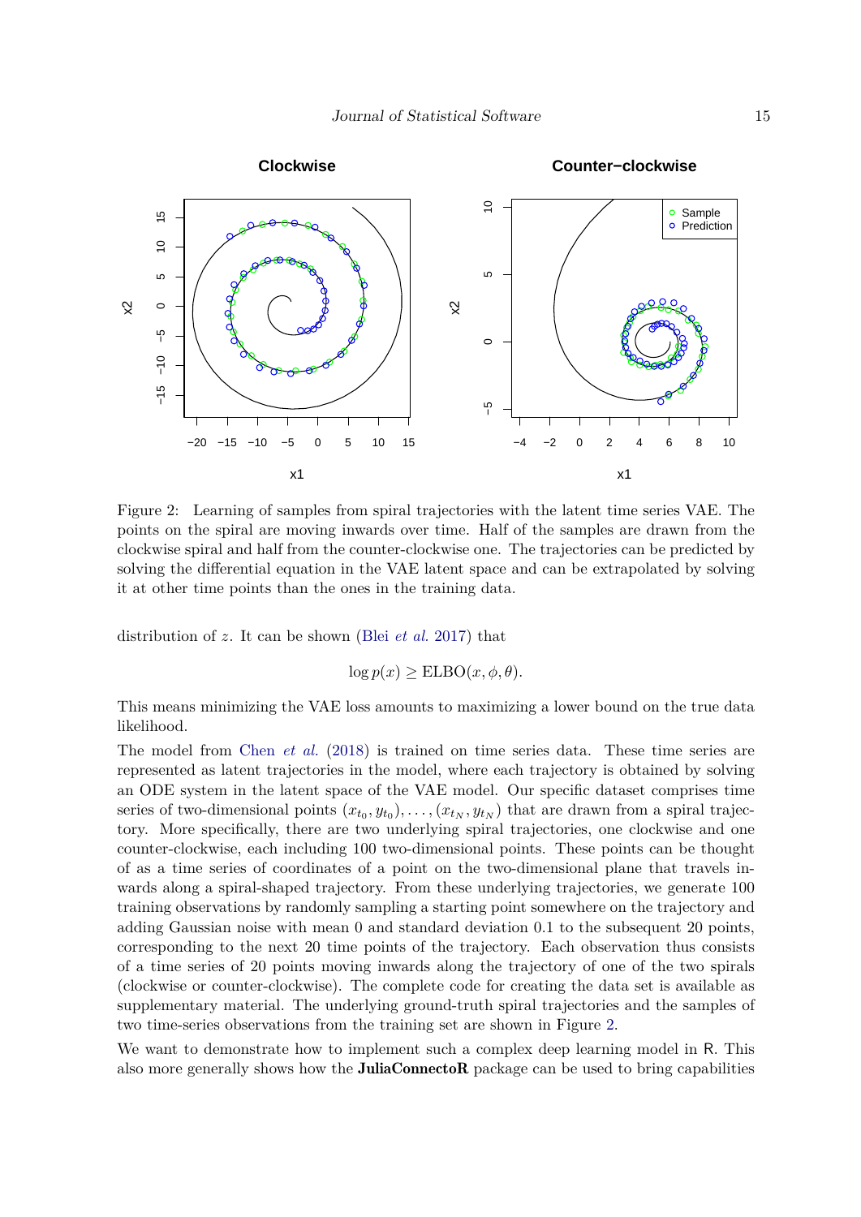Figure 2: Learning of samples from spiral trajectories with the latent time series VAE. The points on the spiral are moving inwards over time. Half of the samples are drawn from the clockwise spiral and half from the counter-clockwise one. The trajectories can be predicted by solving the differential equation in the VAE latent space and can be extrapolated by solving it at other time points than the ones in the training data.

distribution of $z$. It can be shown (Blei *et al.* 2017) that

$$\log p(x) \geq \text{ELBO}(x, \phi, \theta).$$

This means minimizing the VAE loss amounts to maximizing a lower bound on the true data likelihood.

The model from Chen *et al.* (2018) is trained on time series data. These time series are represented as latent trajectories in the model, where each trajectory is obtained by solving an ODE system in the latent space of the VAE model. Our specific dataset comprises time series of two-dimensional points $(x_{t_0}, y_{t_0}), \ldots, (x_{t_N}, y_{t_N})$ that are drawn from a spiral trajectory. More specifically, there are two underlying spiral trajectories, one clockwise and one counter-clockwise, each including 100 two-dimensional points. These points can be thought of as a time series of coordinates of a point on the two-dimensional plane that travels inwards along a spiral-shaped trajectory. From these underlying trajectories, we generate 100 training observations by randomly sampling a starting point somewhere on the trajectory and adding Gaussian noise with mean 0 and standard deviation 0.1 to the subsequent 20 points, corresponding to the next 20 time points of the trajectory. Each observation thus consists of a time series of 20 points moving inwards along the trajectory of one of the two spirals (clockwise or counter-clockwise). The complete code for creating the data set is available as supplementary material. The underlying ground-truth spiral trajectories and the samples of two time-series observations from the training set are shown in Figure 2.

We want to demonstrate how to implement such a complex deep learning model in R. This also more generally shows how the **JuliaConnectoR** package can be used to bring capabilities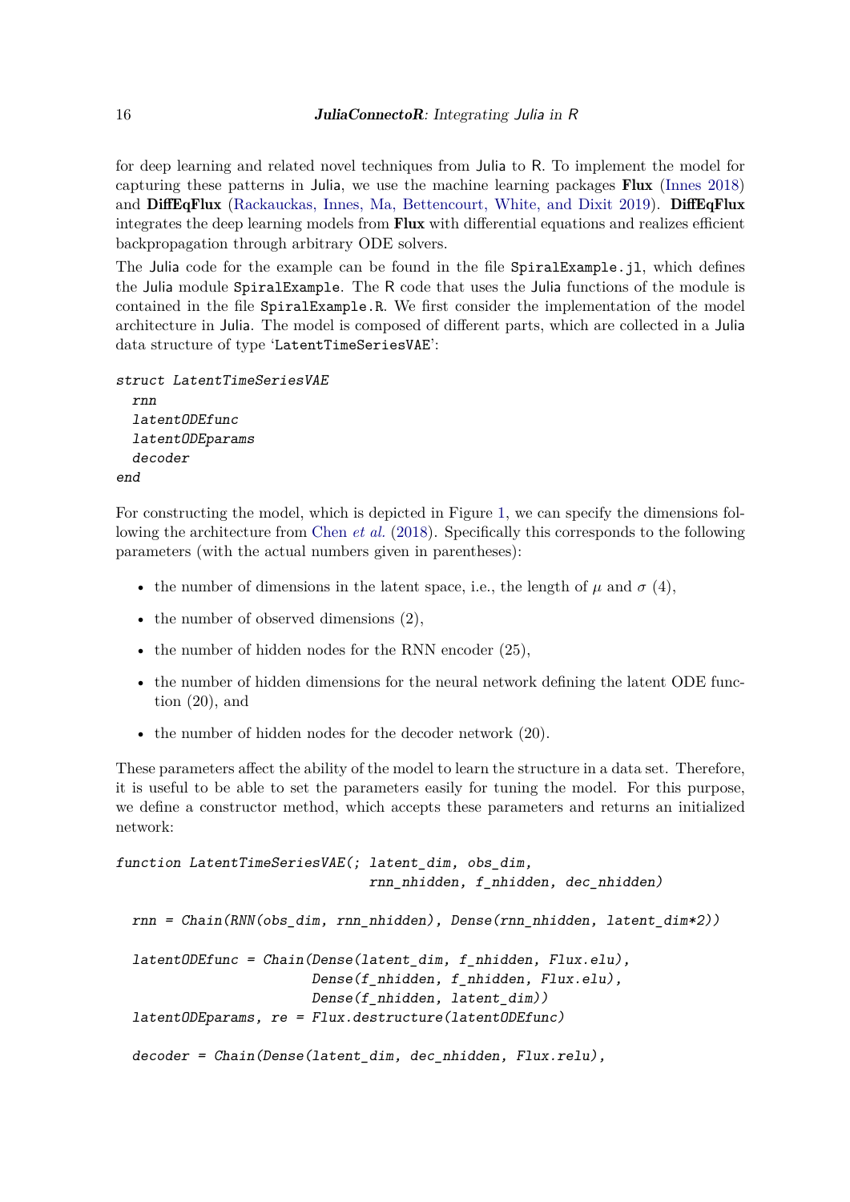for deep learning and related novel techniques from Julia to R. To implement the model for capturing these patterns in Julia, we use the machine learning packages **Flux** (Innes 2018) and **DiffEqFlux** (Rackauckas, Innes, Ma, Bettencourt, White, and Dixit 2019). **DiffEqFlux** integrates the deep learning models from **Flux** with differential equations and realizes efficient backpropagation through arbitrary ODE solvers.

The Julia code for the example can be found in the file `SpiralExample.jl`, which defines the Julia module `SpiralExample`. The R code that uses the Julia functions of the module is contained in the file `SpiralExample.R`. We first consider the implementation of the model architecture in Julia. The model is composed of different parts, which are collected in a Julia data structure of type '`LatentTimeSeriesVAE`':

```
struct LatentTimeSeriesVAE
  rnn
  latentODEfunc
  latentODEparams
  decoder
end
```

For constructing the model, which is depicted in Figure 1, we can specify the dimensions following the architecture from Chen *et al.* (2018). Specifically this corresponds to the following parameters (with the actual numbers given in parentheses):

- the number of dimensions in the latent space, i.e., the length of $\mu$ and $\sigma$ (4),
- the number of observed dimensions (2),
- the number of hidden nodes for the RNN encoder (25),
- the number of hidden dimensions for the neural network defining the latent ODE function (20), and
- the number of hidden nodes for the decoder network (20).

These parameters affect the ability of the model to learn the structure in a data set. Therefore, it is useful to be able to set the parameters easily for tuning the model. For this purpose, we define a constructor method, which accepts these parameters and returns an initialized network:

```
function LatentTimeSeriesVAE(; latent_dim, obs_dim,
                              rnn_nhidden, f_nhidden, dec_nhidden)

  rnn = Chain(RNN(obs_dim, rnn_nhidden), Dense(rnn_nhidden, latent_dim*2))

  latentODEfunc = Chain(Dense(latent_dim, f_nhidden, Flux.elu),
                        Dense(f_nhidden, f_nhidden, Flux.elu),
                        Dense(f_nhidden, latent_dim))
  latentODEparams, re = Flux.destructure(latentODEfunc)

  decoder = Chain(Dense(latent_dim, dec_nhidden, Flux.relu),
```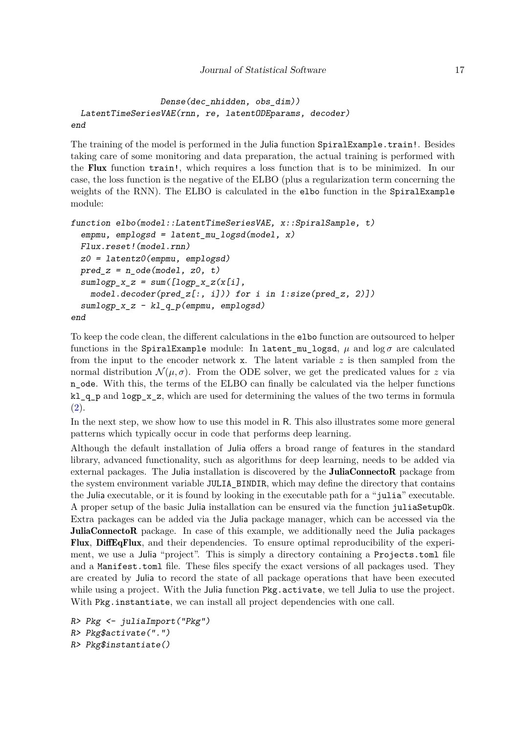```
                    Dense(dec_nhidden, obs_dim))
  LatentTimeSeriesVAE(rnn, re, latentODEparams, decoder)
end
```

The training of the model is performed in the Julia function `SpiralExample.train!`. Besides taking care of some monitoring and data preparation, the actual training is performed with the **Flux** function `train!`, which requires a loss function that is to be minimized. In our case, the loss function is the negative of the ELBO (plus a regularization term concerning the weights of the RNN). The ELBO is calculated in the `elbo` function in the `SpiralExample` module:

```
function elbo(model::LatentTimeSeriesVAE, x::SpiralSample, t)
  empmu, emplogsd = latent_mu_logsd(model, x)
  Flux.reset!(model.rnn)
  z0 = latentz0(empmu, emplogsd)
  pred_z = n_ode(model, z0, t)
  sumlogp_x_z = sum([logp_x_z(x[i],
    model.decoder(pred_z[:, i])) for i in 1:size(pred_z, 2)])
  sumlogp_x_z - kl_q_p(empmu, emplogsd)
end
```

To keep the code clean, the different calculations in the `elbo` function are outsourced to helper functions in the `SpiralExample` module: In `latent_mu_logsd`, $\mu$ and $\log \sigma$ are calculated from the input to the encoder network `x`. The latent variable $z$ is then sampled from the normal distribution $\mathcal{N}(\mu, \sigma)$. From the ODE solver, we get the predicated values for $z$ via `n_ode`. With this, the terms of the ELBO can finally be calculated via the helper functions `kl_q_p` and `logp_x_z`, which are used for determining the values of the two terms in formula (2).

In the next step, we show how to use this model in R. This also illustrates some more general patterns which typically occur in code that performs deep learning.

Although the default installation of Julia offers a broad range of features in the standard library, advanced functionality, such as algorithms for deep learning, needs to be added via external packages. The Julia installation is discovered by the **JuliaConnectoR** package from the system environment variable `JULIA_BINDIR`, which may define the directory that contains the Julia executable, or it is found by looking in the executable path for a "`julia`" executable. A proper setup of the basic Julia installation can be ensured via the function `juliaSetupOk`. Extra packages can be added via the Julia package manager, which can be accessed via the **JuliaConnectoR** package. In case of this example, we additionally need the Julia packages **Flux**, **DiffEqFlux**, and their dependencies. To ensure optimal reproducibility of the experiment, we use a Julia "project". This is simply a directory containing a `Projects.toml` file and a `Manifest.toml` file. These files specify the exact versions of all packages used. They are created by Julia to record the state of all package operations that have been executed while using a project. With the Julia function `Pkg.activate`, we tell Julia to use the project. With `Pkg.instantiate`, we can install all project dependencies with one call.

```
R> Pkg <- juliaImport("Pkg")
R> Pkg$activate(".")
R> Pkg$instantiate()
```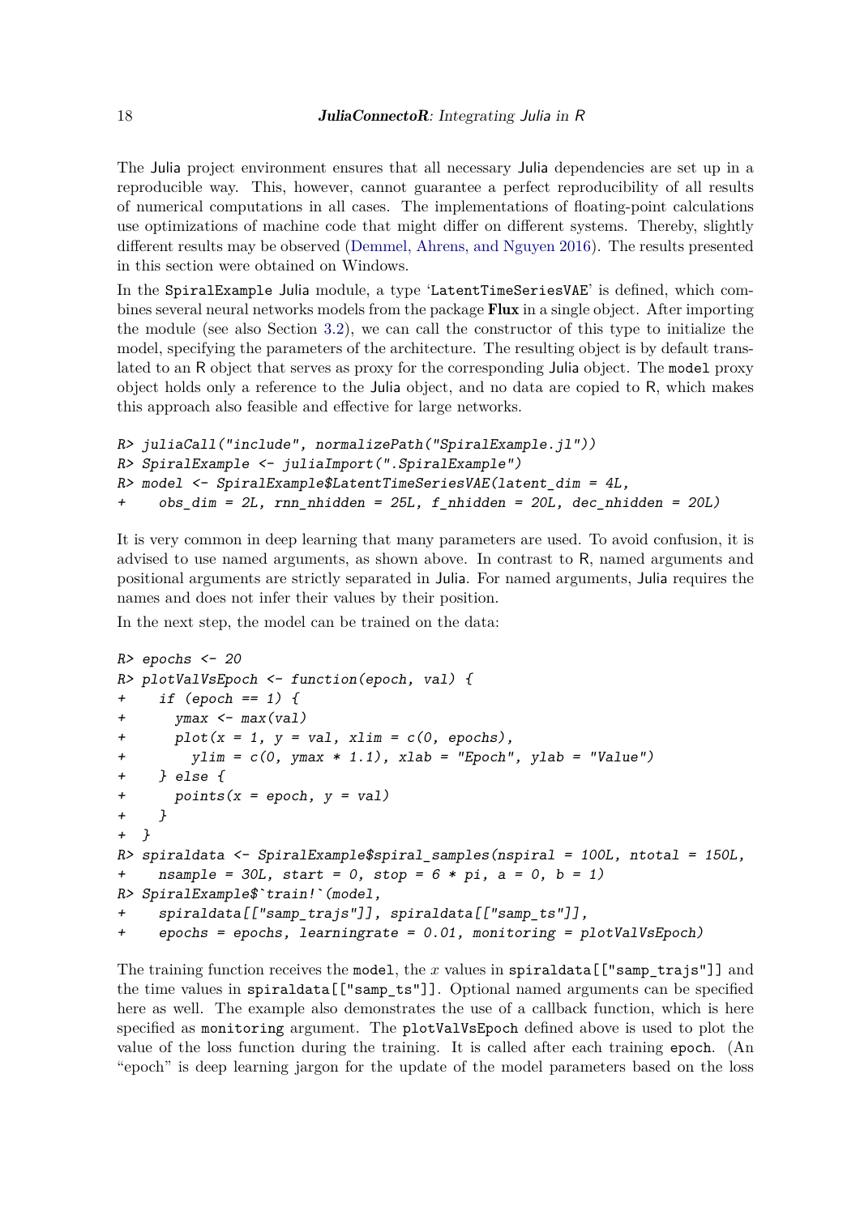The Julia project environment ensures that all necessary Julia dependencies are set up in a reproducible way. This, however, cannot guarantee a perfect reproducibility of all results of numerical computations in all cases. The implementations of floating-point calculations use optimizations of machine code that might differ on different systems. Thereby, slightly different results may be observed (Demmel, Ahrens, and Nguyen 2016). The results presented in this section were obtained on Windows.

In the SpiralExample Julia module, a type 'LatentTimeSeriesVAE' is defined, which combines several neural networks models from the package **Flux** in a single object. After importing the module (see also Section 3.2), we can call the constructor of this type to initialize the model, specifying the parameters of the architecture. The resulting object is by default translated to an R object that serves as proxy for the corresponding Julia object. The `model` proxy object holds only a reference to the Julia object, and no data are copied to R, which makes this approach also feasible and effective for large networks.

```
R> juliaCall("include", normalizePath("SpiralExample.jl"))
R> SpiralExample <- juliaImport(".SpiralExample")
R> model <- SpiralExample$LatentTimeSeriesVAE(latent_dim = 4L,
+    obs_dim = 2L, rnn_nhidden = 25L, f_nhidden = 20L, dec_nhidden = 20L)
```

It is very common in deep learning that many parameters are used. To avoid confusion, it is advised to use named arguments, as shown above. In contrast to R, named arguments and positional arguments are strictly separated in Julia. For named arguments, Julia requires the names and does not infer their values by their position.

In the next step, the model can be trained on the data:

```
R> epochs <- 20
R> plotValVsEpoch <- function(epoch, val) {
+    if (epoch == 1) {
+      ymax <- max(val)
+      plot(x = 1, y = val, xlim = c(0, epochs),
+        ylim = c(0, ymax * 1.1), xlab = "Epoch", ylab = "Value")
+    } else {
+      points(x = epoch, y = val)
+    }
+  }
R> spiraldata <- SpiralExample$spiral_samples(nspiral = 100L, ntotal = 150L,
+    nsample = 30L, start = 0, stop = 6 * pi, a = 0, b = 1)
R> SpiralExample$`train!`(model,
+    spiraldata[["samp_trajs"]], spiraldata[["samp_ts"]],
+    epochs = epochs, learningrate = 0.01, monitoring = plotValVsEpoch)
```

The training function receives the `model`, the $x$ values in `spiraldata[["samp_trajs"]]` and the time values in `spiraldata[["samp_ts"]]`. Optional named arguments can be specified here as well. The example also demonstrates the use of a callback function, which is here specified as `monitoring` argument. The `plotValVsEpoch` defined above is used to plot the value of the loss function during the training. It is called after each training `epoch`. (An "epoch" is deep learning jargon for the update of the model parameters based on the loss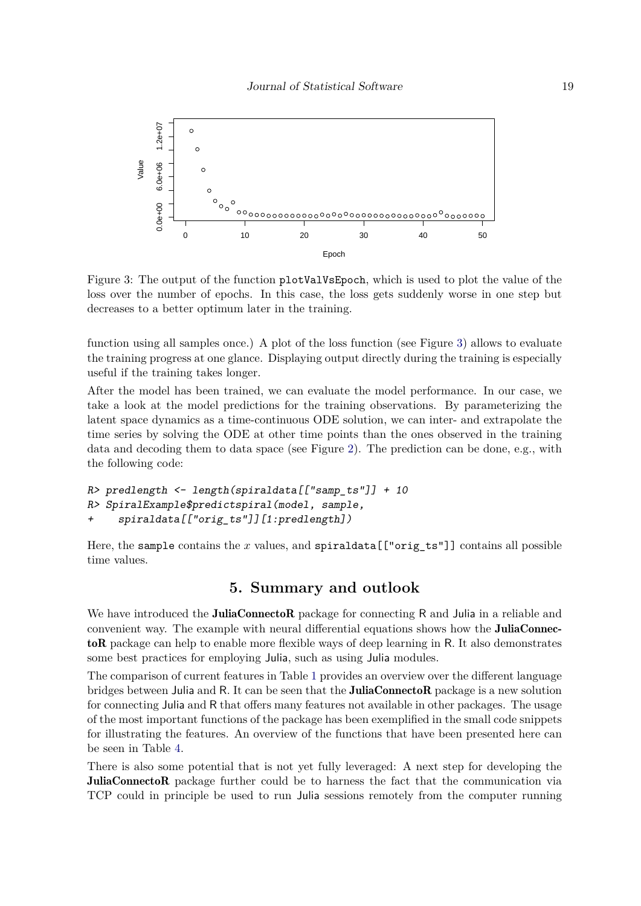Figure 3: The output of the function `plotValVsEpoch`, which is used to plot the value of the loss over the number of epochs. In this case, the loss gets suddenly worse in one step but decreases to a better optimum later in the training.

function using all samples once.) A plot of the loss function (see Figure 3) allows to evaluate the training progress at one glance. Displaying output directly during the training is especially useful if the training takes longer.

After the model has been trained, we can evaluate the model performance. In our case, we take a look at the model predictions for the training observations. By parameterizing the latent space dynamics as a time-continuous ODE solution, we can inter- and extrapolate the time series by solving the ODE at other time points than the ones observed in the training data and decoding them to data space (see Figure 2). The prediction can be done, e.g., with the following code:

```
R> predlength <- length(spiraldata[["samp_ts"]] + 10
R> SpiralExample$predictspiral(model, sample,
+    spiraldata[["orig_ts"]][1:predlength])
```

Here, the `sample` contains the $x$ values, and `spiraldata[["orig_ts"]]` contains all possible time values.

## 5. Summary and outlook

We have introduced the **JuliaConnectoR** package for connecting R and Julia in a reliable and convenient way. The example with neural differential equations shows how the **JuliaConnectoR** package can help to enable more flexible ways of deep learning in R. It also demonstrates some best practices for employing Julia, such as using Julia modules.

The comparison of current features in Table 1 provides an overview over the different language bridges between Julia and R. It can be seen that the **JuliaConnectoR** package is a new solution for connecting Julia and R that offers many features not available in other packages. The usage of the most important functions of the package has been exemplified in the small code snippets for illustrating the features. An overview of the functions that have been presented here can be seen in Table 4.

There is also some potential that is not yet fully leveraged: A next step for developing the **JuliaConnectoR** package further could be to harness the fact that the communication via TCP could in principle be used to run Julia sessions remotely from the computer running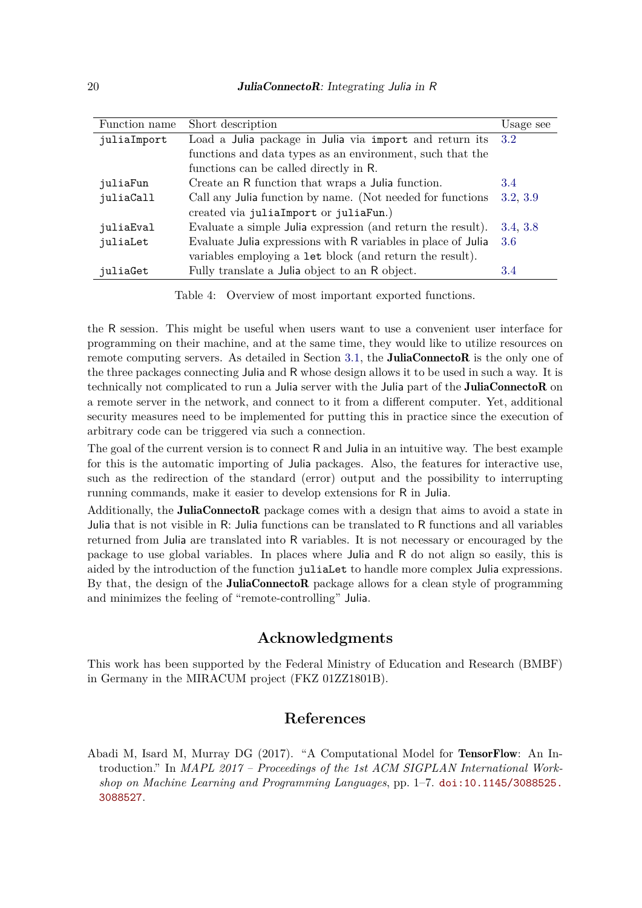| Function name | Short description | Usage see |
|---|---|---|
| `juliaImport` | Load a Julia package in Julia via `import` and return its functions and data types as an environment, such that the functions can be called directly in R. | 3.2 |
| `juliaFun` | Create an R function that wraps a Julia function. | 3.4 |
| `juliaCall` | Call any Julia function by name. (Not needed for functions created via `juliaImport` or `juliaFun`.) | 3.2, 3.9 |
| `juliaEval` | Evaluate a simple Julia expression (and return the result). | 3.4, 3.8 |
| `juliaLet` | Evaluate Julia expressions with R variables in place of Julia variables employing a `let` block (and return the result). | 3.6 |
| `juliaGet` | Fully translate a Julia object to an R object. | 3.4 |

Table 4: Overview of most important exported functions.

the R session. This might be useful when users want to use a convenient user interface for programming on their machine, and at the same time, they would like to utilize resources on remote computing servers. As detailed in Section 3.1, the **JuliaConnectoR** is the only one of the three packages connecting Julia and R whose design allows it to be used in such a way. It is technically not complicated to run a Julia server with the Julia part of the **JuliaConnectoR** on a remote server in the network, and connect to it from a different computer. Yet, additional security measures need to be implemented for putting this in practice since the execution of arbitrary code can be triggered via such a connection.

The goal of the current version is to connect R and Julia in an intuitive way. The best example for this is the automatic importing of Julia packages. Also, the features for interactive use, such as the redirection of the standard (error) output and the possibility to interrupting running commands, make it easier to develop extensions for R in Julia.

Additionally, the **JuliaConnectoR** package comes with a design that aims to avoid a state in Julia that is not visible in R: Julia functions can be translated to R functions and all variables returned from Julia are translated into R variables. It is not necessary or encouraged by the package to use global variables. In places where Julia and R do not align so easily, this is aided by the introduction of the function `juliaLet` to handle more complex Julia expressions. By that, the design of the **JuliaConnectoR** package allows for a clean style of programming and minimizes the feeling of "remote-controlling" Julia.

## Acknowledgments

This work has been supported by the Federal Ministry of Education and Research (BMBF) in Germany in the MIRACUM project (FKZ 01ZZ1801B).

## References

Abadi M, Isard M, Murray DG (2017). "A Computational Model for **TensorFlow**: An Introduction." In *MAPL 2017 – Proceedings of the 1st ACM SIGPLAN International Workshop on Machine Learning and Programming Languages*, pp. 1–7. doi:10.1145/3088525.3088527.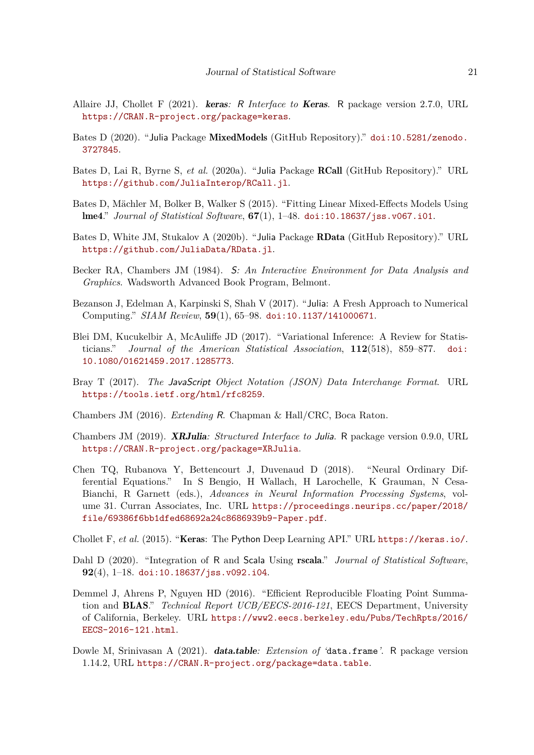Allaire JJ, Chollet F (2021). ***keras**: R Interface to **Keras***. R package version 2.7.0, URL https://CRAN.R-project.org/package=keras.

Bates D (2020). "Julia Package **MixedModels** (GitHub Repository)." doi:10.5281/zenodo.3727845.

Bates D, Lai R, Byrne S, *et al.* (2020a). "Julia Package **RCall** (GitHub Repository)." URL https://github.com/JuliaInterop/RCall.jl.

Bates D, Mächler M, Bolker B, Walker S (2015). "Fitting Linear Mixed-Effects Models Using **lme4**." *Journal of Statistical Software*, **67**(1), 1–48. doi:10.18637/jss.v067.i01.

Bates D, White JM, Stukalov A (2020b). "Julia Package **RData** (GitHub Repository)." URL https://github.com/JuliaData/RData.jl.

Becker RA, Chambers JM (1984). *S: An Interactive Environment for Data Analysis and Graphics*. Wadsworth Advanced Book Program, Belmont.

Bezanson J, Edelman A, Karpinski S, Shah V (2017). "Julia: A Fresh Approach to Numerical Computing." *SIAM Review*, **59**(1), 65–98. doi:10.1137/141000671.

Blei DM, Kucukelbir A, McAuliffe JD (2017). "Variational Inference: A Review for Statisticians." *Journal of the American Statistical Association*, **112**(518), 859–877. doi:10.1080/01621459.2017.1285773.

Bray T (2017). *The JavaScript Object Notation (JSON) Data Interchange Format*. URL https://tools.ietf.org/html/rfc8259.

Chambers JM (2016). *Extending R*. Chapman & Hall/CRC, Boca Raton.

Chambers JM (2019). ***XRJulia**: Structured Interface to Julia*. R package version 0.9.0, URL https://CRAN.R-project.org/package=XRJulia.

Chen TQ, Rubanova Y, Bettencourt J, Duvenaud D (2018). "Neural Ordinary Differential Equations." In S Bengio, H Wallach, H Larochelle, K Grauman, N Cesa-Bianchi, R Garnett (eds.), *Advances in Neural Information Processing Systems*, volume 31. Curran Associates, Inc. URL https://proceedings.neurips.cc/paper/2018/file/69386f6bb1dfed68692a24c8686939b9-Paper.pdf.

Chollet F, *et al.* (2015). "**Keras**: The Python Deep Learning API." URL https://keras.io/.

Dahl D (2020). "Integration of R and Scala Using **rscala**." *Journal of Statistical Software*, **92**(4), 1–18. doi:10.18637/jss.v092.i04.

Demmel J, Ahrens P, Nguyen HD (2016). "Efficient Reproducible Floating Point Summation and **BLAS**." *Technical Report UCB/EECS-2016-121*, EECS Department, University of California, Berkeley. URL https://www2.eecs.berkeley.edu/Pubs/TechRpts/2016/EECS-2016-121.html.

Dowle M, Srinivasan A (2021). ***data.table**: Extension of 'data.frame'*. R package version 1.14.2, URL https://CRAN.R-project.org/package=data.table.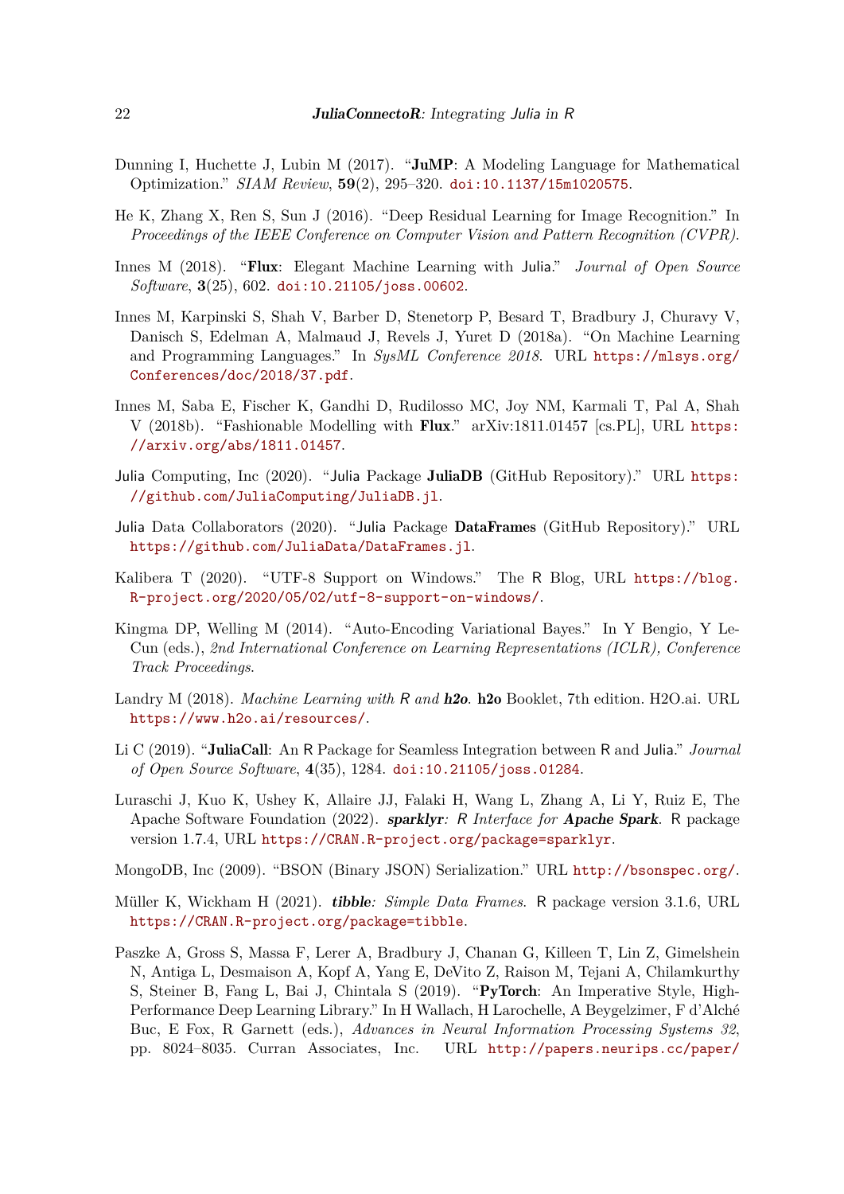Dunning I, Huchette J, Lubin M (2017). "**JuMP**: A Modeling Language for Mathematical Optimization." *SIAM Review*, **59**(2), 295–320. doi:10.1137/15m1020575.

He K, Zhang X, Ren S, Sun J (2016). "Deep Residual Learning for Image Recognition." In *Proceedings of the IEEE Conference on Computer Vision and Pattern Recognition (CVPR)*.

Innes M (2018). "**Flux**: Elegant Machine Learning with Julia." *Journal of Open Source Software*, **3**(25), 602. doi:10.21105/joss.00602.

Innes M, Karpinski S, Shah V, Barber D, Stenetorp P, Besard T, Bradbury J, Churavy V, Danisch S, Edelman A, Malmaud J, Revels J, Yuret D (2018a). "On Machine Learning and Programming Languages." In *SysML Conference 2018*. URL https://mlsys.org/Conferences/doc/2018/37.pdf.

Innes M, Saba E, Fischer K, Gandhi D, Rudilosso MC, Joy NM, Karmali T, Pal A, Shah V (2018b). "Fashionable Modelling with **Flux**." arXiv:1811.01457 [cs.PL], URL https://arxiv.org/abs/1811.01457.

Julia Computing, Inc (2020). "Julia Package **JuliaDB** (GitHub Repository)." URL https://github.com/JuliaComputing/JuliaDB.jl.

Julia Data Collaborators (2020). "Julia Package **DataFrames** (GitHub Repository)." URL https://github.com/JuliaData/DataFrames.jl.

Kalibera T (2020). "UTF-8 Support on Windows." The R Blog, URL https://blog.R-project.org/2020/05/02/utf-8-support-on-windows/.

Kingma DP, Welling M (2014). "Auto-Encoding Variational Bayes." In Y Bengio, Y LeCun (eds.), *2nd International Conference on Learning Representations (ICLR), Conference Track Proceedings*.

Landry M (2018). *Machine Learning with R and **h2o***. **h2o** Booklet, 7th edition. H2O.ai. URL https://www.h2o.ai/resources/.

Li C (2019). "**JuliaCall**: An R Package for Seamless Integration between R and Julia." *Journal of Open Source Software*, **4**(35), 1284. doi:10.21105/joss.01284.

Luraschi J, Kuo K, Ushey K, Allaire JJ, Falaki H, Wang L, Zhang A, Li Y, Ruiz E, The Apache Software Foundation (2022). ***sparklyr**: R Interface for **Apache Spark***. R package version 1.7.4, URL https://CRAN.R-project.org/package=sparklyr.

MongoDB, Inc (2009). "BSON (Binary JSON) Serialization." URL http://bsonspec.org/.

Müller K, Wickham H (2021). ***tibble**: Simple Data Frames*. R package version 3.1.6, URL https://CRAN.R-project.org/package=tibble.

Paszke A, Gross S, Massa F, Lerer A, Bradbury J, Chanan G, Killeen T, Lin Z, Gimelshein N, Antiga L, Desmaison A, Kopf A, Yang E, DeVito Z, Raison M, Tejani A, Chilamkurthy S, Steiner B, Fang L, Bai J, Chintala S (2019). "**PyTorch**: An Imperative Style, High-Performance Deep Learning Library." In H Wallach, H Larochelle, A Beygelzimer, F d'Alché Buc, E Fox, R Garnett (eds.), *Advances in Neural Information Processing Systems 32*, pp. 8024–8035. Curran Associates, Inc. URL http://papers.neurips.cc/paper/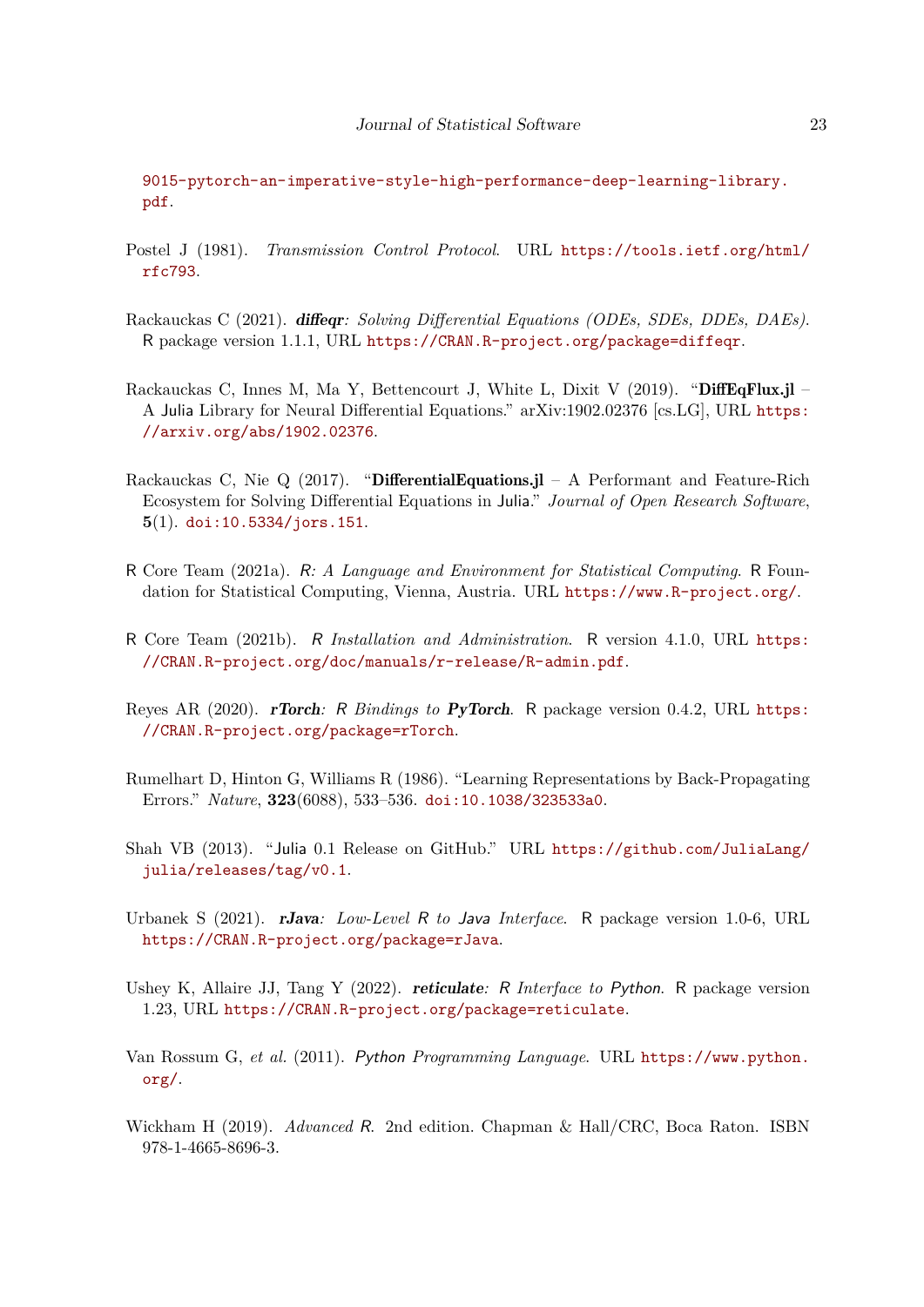9015-pytorch-an-imperative-style-high-performance-deep-learning-library.pdf.

Postel J (1981). *Transmission Control Protocol*. URL https://tools.ietf.org/html/rfc793.

Rackauckas C (2021). ***diffeqr**: Solving Differential Equations (ODEs, SDEs, DDEs, DAEs)*. R package version 1.1.1, URL https://CRAN.R-project.org/package=diffeqr.

Rackauckas C, Innes M, Ma Y, Bettencourt J, White L, Dixit V (2019). "**DiffEqFlux.jl** – A Julia Library for Neural Differential Equations." arXiv:1902.02376 [cs.LG], URL https://arxiv.org/abs/1902.02376.

Rackauckas C, Nie Q (2017). "**DifferentialEquations.jl** – A Performant and Feature-Rich Ecosystem for Solving Differential Equations in Julia." *Journal of Open Research Software*, **5**(1). doi:10.5334/jors.151.

R Core Team (2021a). *R: A Language and Environment for Statistical Computing*. R Foundation for Statistical Computing, Vienna, Austria. URL https://www.R-project.org/.

R Core Team (2021b). *R Installation and Administration*. R version 4.1.0, URL https://CRAN.R-project.org/doc/manuals/r-release/R-admin.pdf.

Reyes AR (2020). ***rTorch**: R Bindings to **PyTorch***. R package version 0.4.2, URL https://CRAN.R-project.org/package=rTorch.

Rumelhart D, Hinton G, Williams R (1986). "Learning Representations by Back-Propagating Errors." *Nature*, **323**(6088), 533–536. doi:10.1038/323533a0.

Shah VB (2013). "Julia 0.1 Release on GitHub." URL https://github.com/JuliaLang/julia/releases/tag/v0.1.

Urbanek S (2021). ***rJava**: Low-Level R to Java Interface*. R package version 1.0-6, URL https://CRAN.R-project.org/package=rJava.

Ushey K, Allaire JJ, Tang Y (2022). ***reticulate**: R Interface to Python*. R package version 1.23, URL https://CRAN.R-project.org/package=reticulate.

Van Rossum G, *et al.* (2011). *Python Programming Language*. URL https://www.python.org/.

Wickham H (2019). *Advanced R*. 2nd edition. Chapman & Hall/CRC, Boca Raton. ISBN 978-1-4665-8696-3.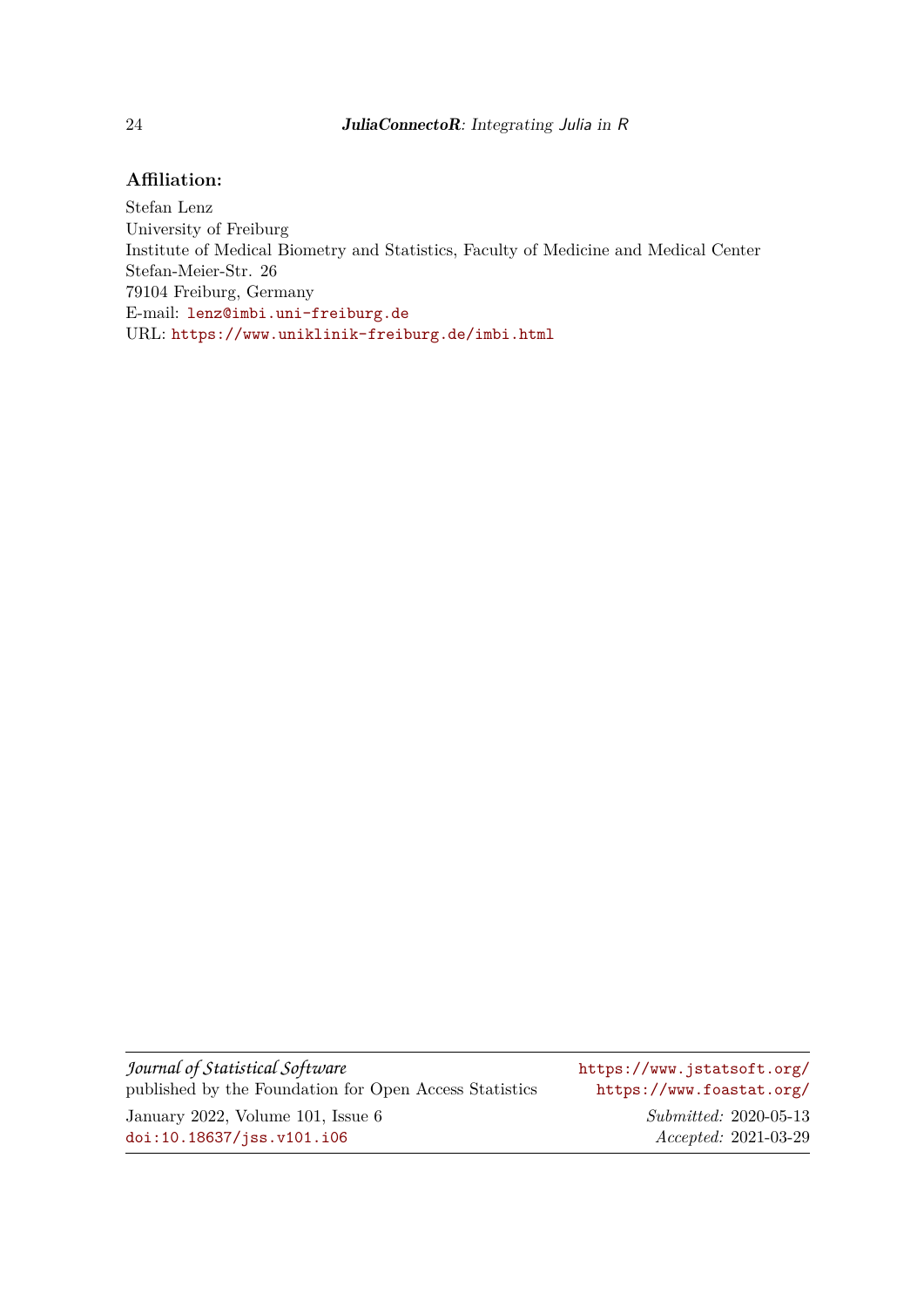**Affiliation:**

Stefan Lenz
University of Freiburg
Institute of Medical Biometry and Statistics, Faculty of Medicine and Medical Center
Stefan-Meier-Str. 26
79104 Freiburg, Germany
E-mail: lenz@imbi.uni-freiburg.de
URL: https://www.uniklinik-freiburg.de/imbi.html

*Journal of Statistical Software* https://www.jstatsoft.org/
published by the Foundation for Open Access Statistics https://www.foastat.org/
January 2022, Volume 101, Issue 6 *Submitted:* 2020-05-13
doi:10.18637/jss.v101.i06 *Accepted:* 2021-03-29